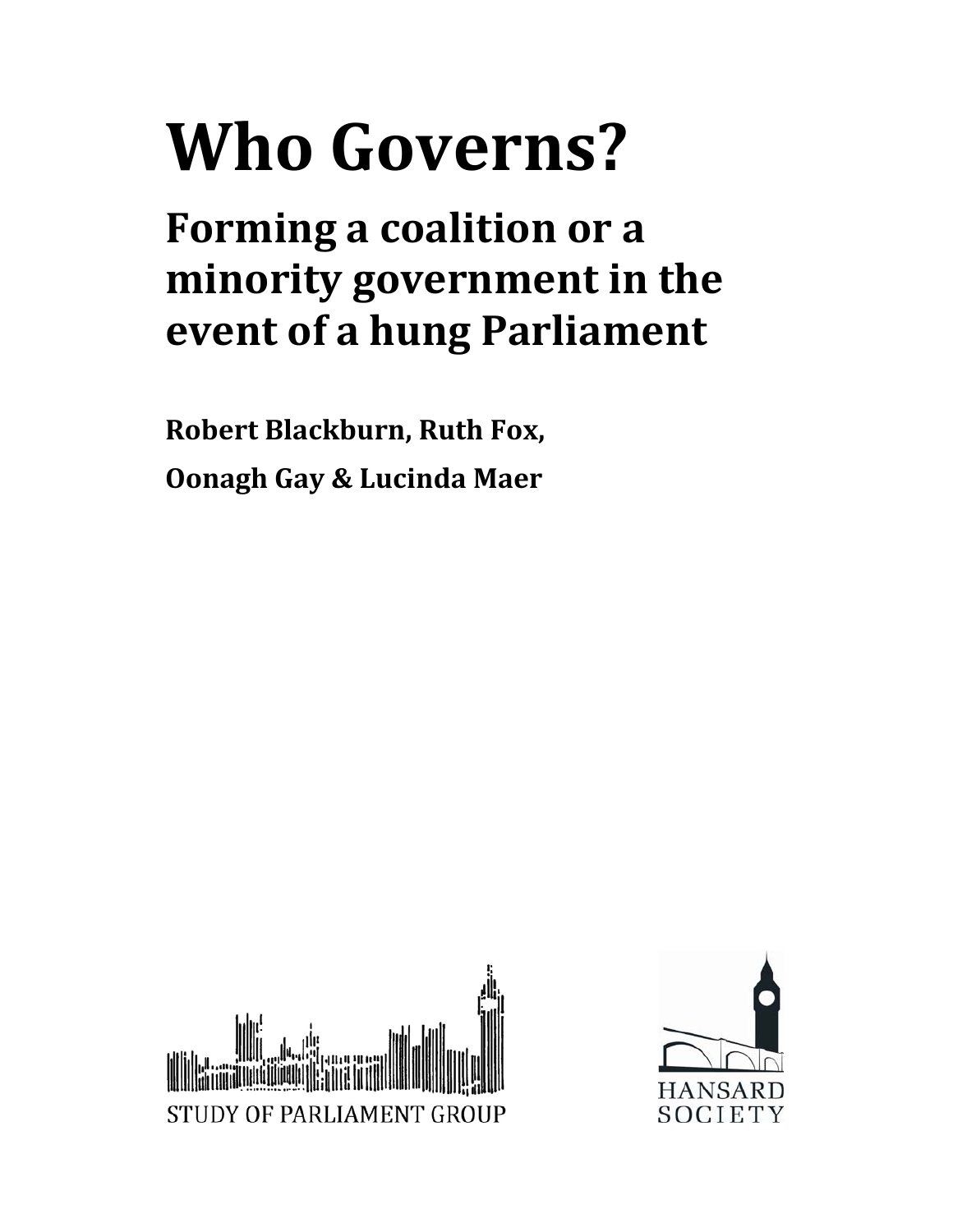# Who Governs?

## Forming a coalition or a minority government in the event of a hung Parliament

**Robert Blackburn, Ruth Fox,**

**Oonagh Gay & Lucinda Maer**

STUDY OF PARLIAMENT GROUP

HANSARD SOCIETY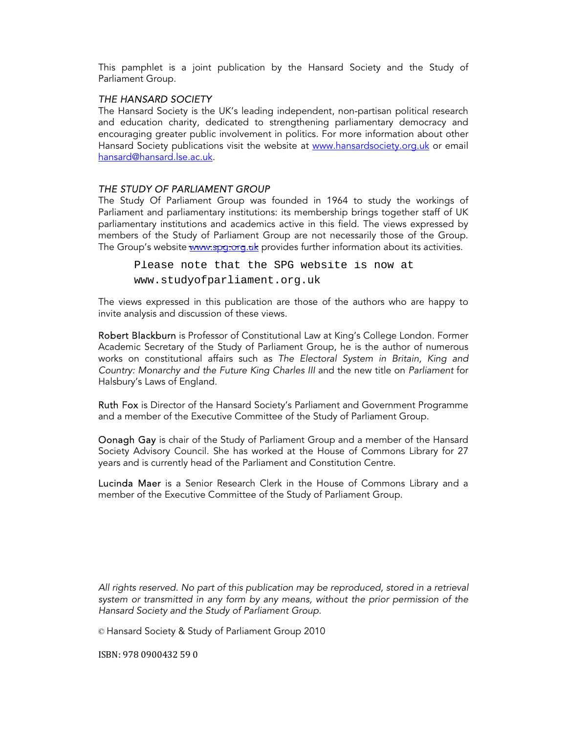This pamphlet is a joint publication by the Hansard Society and the Study of Parliament Group.

*THE HANSARD SOCIETY*

The Hansard Society is the UK's leading independent, non-partisan political research and education charity, dedicated to strengthening parliamentary democracy and encouraging greater public involvement in politics. For more information about other Hansard Society publications visit the website at www.hansardsociety.org.uk or email hansard@hansard.lse.ac.uk.

*THE STUDY OF PARLIAMENT GROUP*

The Study Of Parliament Group was founded in 1964 to study the workings of Parliament and parliamentary institutions: its membership brings together staff of UK parliamentary institutions and academics active in this field. The views expressed by members of the Study of Parliament Group are not necessarily those of the Group. The Group's website www.spg.org.uk provides further information about its activities.

Please note that the SPG website is now at www.studyofparliament.org.uk

The views expressed in this publication are those of the authors who are happy to invite analysis and discussion of these views.

**Robert Blackburn** is Professor of Constitutional Law at King's College London. Former Academic Secretary of the Study of Parliament Group, he is the author of numerous works on constitutional affairs such as *The Electoral System in Britain*, *King and Country: Monarchy and the Future King Charles III* and the new title on *Parliament* for Halsbury's Laws of England.

**Ruth Fox** is Director of the Hansard Society's Parliament and Government Programme and a member of the Executive Committee of the Study of Parliament Group.

**Oonagh Gay** is chair of the Study of Parliament Group and a member of the Hansard Society Advisory Council. She has worked at the House of Commons Library for 27 years and is currently head of the Parliament and Constitution Centre.

**Lucinda Maer** is a Senior Research Clerk in the House of Commons Library and a member of the Executive Committee of the Study of Parliament Group.

*All rights reserved. No part of this publication may be reproduced, stored in a retrieval system or transmitted in any form by any means, without the prior permission of the Hansard Society and the Study of Parliament Group.*

© Hansard Society & Study of Parliament Group 2010

ISBN: 978 0900432 59 0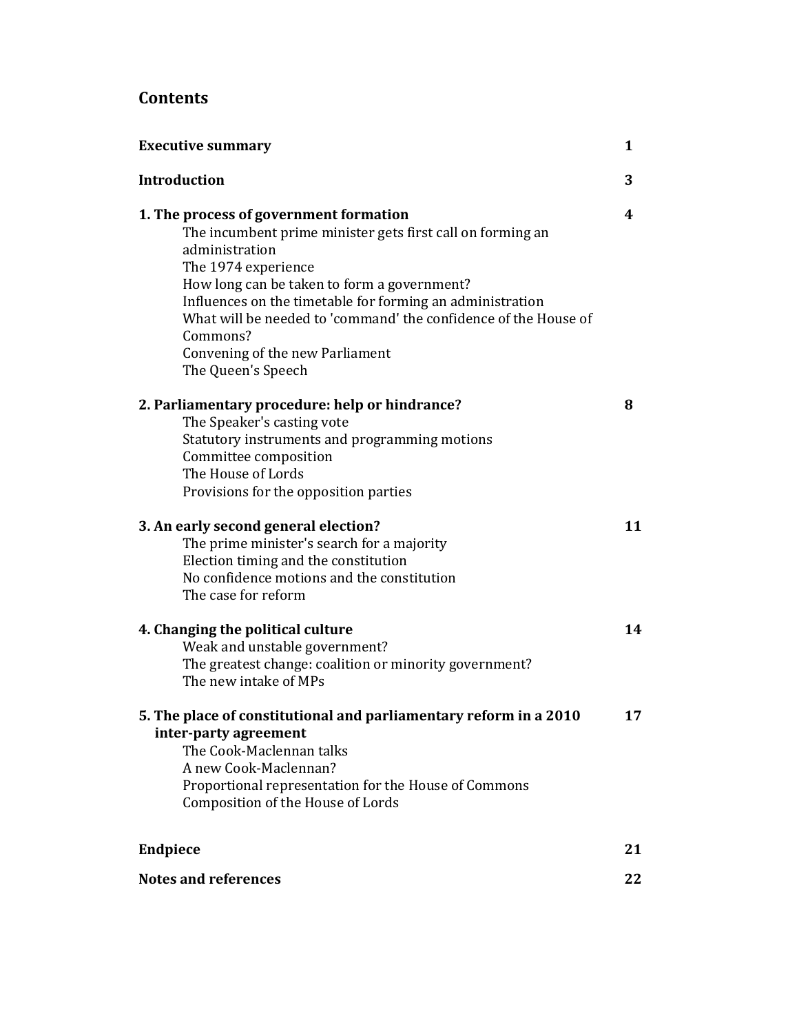# Contents

| | |
|---|---|
| **Executive summary** | **1** |
| **Introduction** | **3** |
| **1. The process of government formation** | **4** |
| The incumbent prime minister gets first call on forming an administration | |
| The 1974 experience | |
| How long can be taken to form a government? | |
| Influences on the timetable for forming an administration | |
| What will be needed to 'command' the confidence of the House of Commons? | |
| Convening of the new Parliament | |
| The Queen's Speech | |
| **2. Parliamentary procedure: help or hindrance?** | **8** |
| The Speaker's casting vote | |
| Statutory instruments and programming motions | |
| Committee composition | |
| The House of Lords | |
| Provisions for the opposition parties | |
| **3. An early second general election?** | **11** |
| The prime minister's search for a majority | |
| Election timing and the constitution | |
| No confidence motions and the constitution | |
| The case for reform | |
| **4. Changing the political culture** | **14** |
| Weak and unstable government? | |
| The greatest change: coalition or minority government? | |
| The new intake of MPs | |
| **5. The place of constitutional and parliamentary reform in a 2010 inter-party agreement** | **17** |
| The Cook-Maclennan talks | |
| A new Cook-Maclennan? | |
| Proportional representation for the House of Commons | |
| Composition of the House of Lords | |
| **Endpiece** | **21** |
| **Notes and references** | **22** |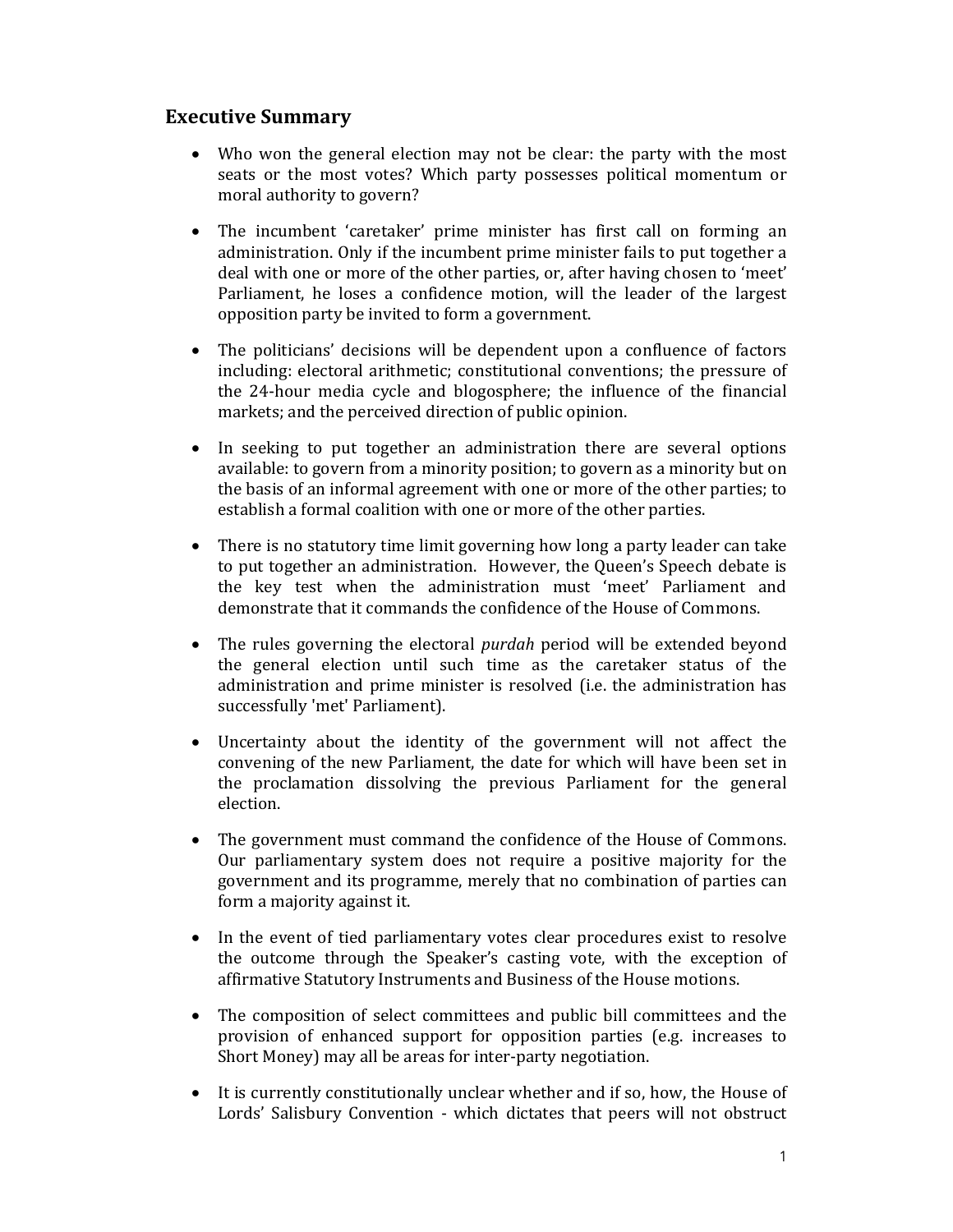## Executive Summary

- Who won the general election may not be clear: the party with the most seats or the most votes? Which party possesses political momentum or moral authority to govern?

- The incumbent 'caretaker' prime minister has first call on forming an administration. Only if the incumbent prime minister fails to put together a deal with one or more of the other parties, or, after having chosen to 'meet' Parliament, he loses a confidence motion, will the leader of the largest opposition party be invited to form a government.

- The politicians' decisions will be dependent upon a confluence of factors including: electoral arithmetic; constitutional conventions; the pressure of the 24-hour media cycle and blogosphere; the influence of the financial markets; and the perceived direction of public opinion.

- In seeking to put together an administration there are several options available: to govern from a minority position; to govern as a minority but on the basis of an informal agreement with one or more of the other parties; to establish a formal coalition with one or more of the other parties.

- There is no statutory time limit governing how long a party leader can take to put together an administration. However, the Queen's Speech debate is the key test when the administration must 'meet' Parliament and demonstrate that it commands the confidence of the House of Commons.

- The rules governing the electoral *purdah* period will be extended beyond the general election until such time as the caretaker status of the administration and prime minister is resolved (i.e. the administration has successfully 'met' Parliament).

- Uncertainty about the identity of the government will not affect the convening of the new Parliament, the date for which will have been set in the proclamation dissolving the previous Parliament for the general election.

- The government must command the confidence of the House of Commons. Our parliamentary system does not require a positive majority for the government and its programme, merely that no combination of parties can form a majority against it.

- In the event of tied parliamentary votes clear procedures exist to resolve the outcome through the Speaker's casting vote, with the exception of affirmative Statutory Instruments and Business of the House motions.

- The composition of select committees and public bill committees and the provision of enhanced support for opposition parties (e.g. increases to Short Money) may all be areas for inter-party negotiation.

- It is currently constitutionally unclear whether and if so, how, the House of Lords' Salisbury Convention - which dictates that peers will not obstruct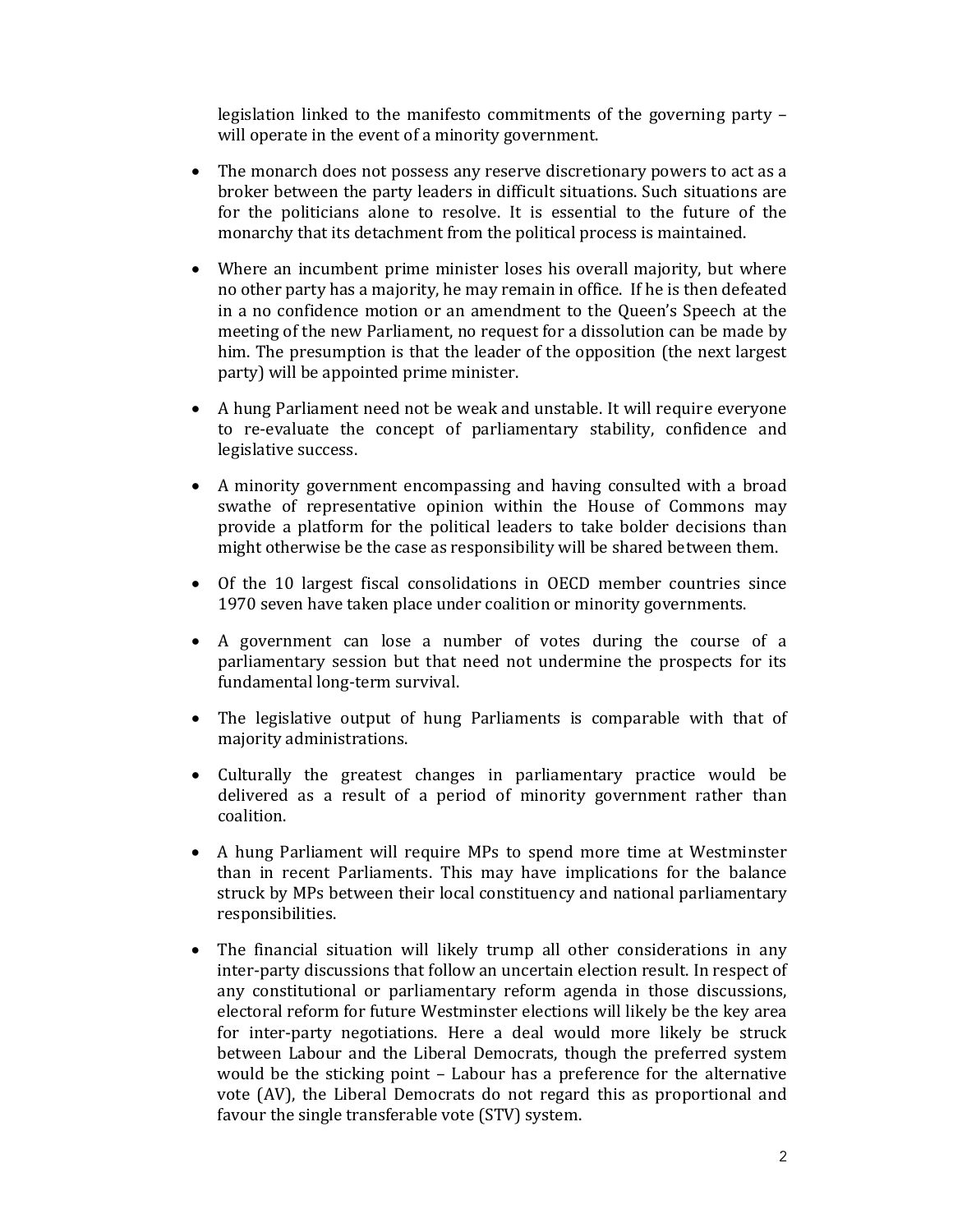legislation linked to the manifesto commitments of the governing party – will operate in the event of a minority government.

- The monarch does not possess any reserve discretionary powers to act as a broker between the party leaders in difficult situations. Such situations are for the politicians alone to resolve. It is essential to the future of the monarchy that its detachment from the political process is maintained.

- Where an incumbent prime minister loses his overall majority, but where no other party has a majority, he may remain in office. If he is then defeated in a no confidence motion or an amendment to the Queen's Speech at the meeting of the new Parliament, no request for a dissolution can be made by him. The presumption is that the leader of the opposition (the next largest party) will be appointed prime minister.

- A hung Parliament need not be weak and unstable. It will require everyone to re-evaluate the concept of parliamentary stability, confidence and legislative success.

- A minority government encompassing and having consulted with a broad swathe of representative opinion within the House of Commons may provide a platform for the political leaders to take bolder decisions than might otherwise be the case as responsibility will be shared between them.

- Of the 10 largest fiscal consolidations in OECD member countries since 1970 seven have taken place under coalition or minority governments.

- A government can lose a number of votes during the course of a parliamentary session but that need not undermine the prospects for its fundamental long-term survival.

- The legislative output of hung Parliaments is comparable with that of majority administrations.

- Culturally the greatest changes in parliamentary practice would be delivered as a result of a period of minority government rather than coalition.

- A hung Parliament will require MPs to spend more time at Westminster than in recent Parliaments. This may have implications for the balance struck by MPs between their local constituency and national parliamentary responsibilities.

- The financial situation will likely trump all other considerations in any inter-party discussions that follow an uncertain election result. In respect of any constitutional or parliamentary reform agenda in those discussions, electoral reform for future Westminster elections will likely be the key area for inter-party negotiations. Here a deal would more likely be struck between Labour and the Liberal Democrats, though the preferred system would be the sticking point – Labour has a preference for the alternative vote (AV), the Liberal Democrats do not regard this as proportional and favour the single transferable vote (STV) system.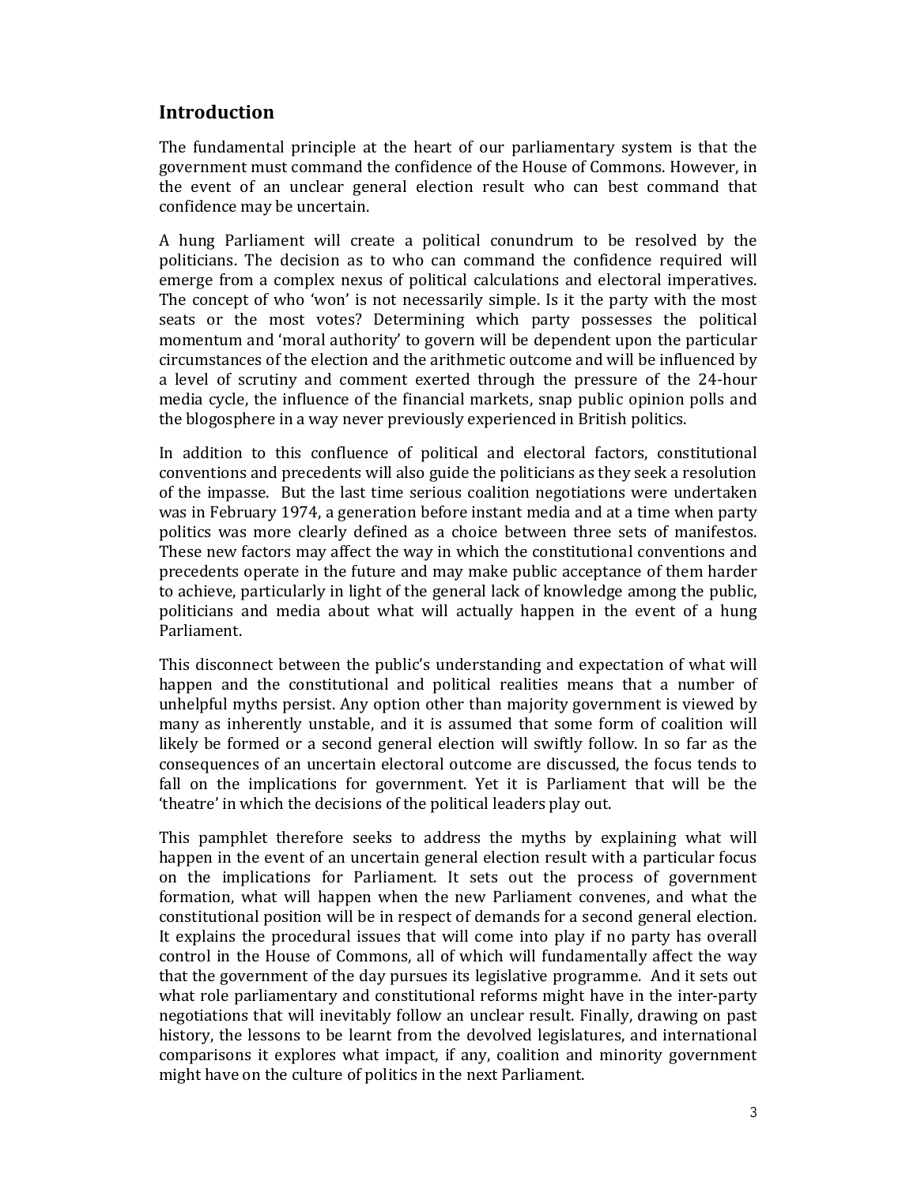## Introduction

The fundamental principle at the heart of our parliamentary system is that the government must command the confidence of the House of Commons. However, in the event of an unclear general election result who can best command that confidence may be uncertain.

A hung Parliament will create a political conundrum to be resolved by the politicians. The decision as to who can command the confidence required will emerge from a complex nexus of political calculations and electoral imperatives. The concept of who 'won' is not necessarily simple. Is it the party with the most seats or the most votes? Determining which party possesses the political momentum and 'moral authority' to govern will be dependent upon the particular circumstances of the election and the arithmetic outcome and will be influenced by a level of scrutiny and comment exerted through the pressure of the 24-hour media cycle, the influence of the financial markets, snap public opinion polls and the blogosphere in a way never previously experienced in British politics.

In addition to this confluence of political and electoral factors, constitutional conventions and precedents will also guide the politicians as they seek a resolution of the impasse. But the last time serious coalition negotiations were undertaken was in February 1974, a generation before instant media and at a time when party politics was more clearly defined as a choice between three sets of manifestos. These new factors may affect the way in which the constitutional conventions and precedents operate in the future and may make public acceptance of them harder to achieve, particularly in light of the general lack of knowledge among the public, politicians and media about what will actually happen in the event of a hung Parliament.

This disconnect between the public's understanding and expectation of what will happen and the constitutional and political realities means that a number of unhelpful myths persist. Any option other than majority government is viewed by many as inherently unstable, and it is assumed that some form of coalition will likely be formed or a second general election will swiftly follow. In so far as the consequences of an uncertain electoral outcome are discussed, the focus tends to fall on the implications for government. Yet it is Parliament that will be the 'theatre' in which the decisions of the political leaders play out.

This pamphlet therefore seeks to address the myths by explaining what will happen in the event of an uncertain general election result with a particular focus on the implications for Parliament. It sets out the process of government formation, what will happen when the new Parliament convenes, and what the constitutional position will be in respect of demands for a second general election. It explains the procedural issues that will come into play if no party has overall control in the House of Commons, all of which will fundamentally affect the way that the government of the day pursues its legislative programme. And it sets out what role parliamentary and constitutional reforms might have in the inter-party negotiations that will inevitably follow an unclear result. Finally, drawing on past history, the lessons to be learnt from the devolved legislatures, and international comparisons it explores what impact, if any, coalition and minority government might have on the culture of politics in the next Parliament.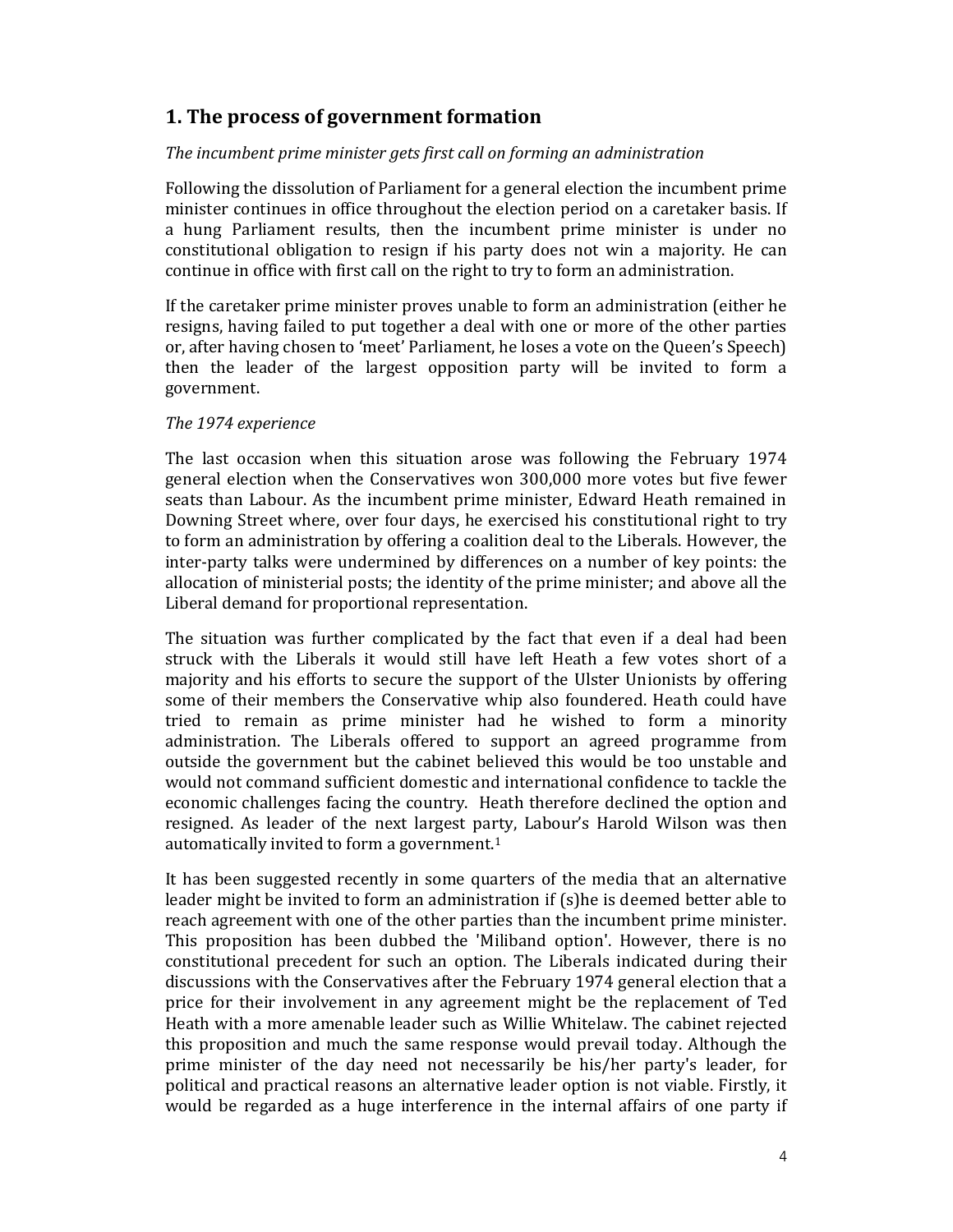## 1. The process of government formation

*The incumbent prime minister gets first call on forming an administration*

Following the dissolution of Parliament for a general election the incumbent prime minister continues in office throughout the election period on a caretaker basis. If a hung Parliament results, then the incumbent prime minister is under no constitutional obligation to resign if his party does not win a majority. He can continue in office with first call on the right to try to form an administration.

If the caretaker prime minister proves unable to form an administration (either he resigns, having failed to put together a deal with one or more of the other parties or, after having chosen to 'meet' Parliament, he loses a vote on the Queen's Speech) then the leader of the largest opposition party will be invited to form a government.

*The 1974 experience*

The last occasion when this situation arose was following the February 1974 general election when the Conservatives won 300,000 more votes but five fewer seats than Labour. As the incumbent prime minister, Edward Heath remained in Downing Street where, over four days, he exercised his constitutional right to try to form an administration by offering a coalition deal to the Liberals. However, the inter-party talks were undermined by differences on a number of key points: the allocation of ministerial posts; the identity of the prime minister; and above all the Liberal demand for proportional representation.

The situation was further complicated by the fact that even if a deal had been struck with the Liberals it would still have left Heath a few votes short of a majority and his efforts to secure the support of the Ulster Unionists by offering some of their members the Conservative whip also foundered. Heath could have tried to remain as prime minister had he wished to form a minority administration. The Liberals offered to support an agreed programme from outside the government but the cabinet believed this would be too unstable and would not command sufficient domestic and international confidence to tackle the economic challenges facing the country. Heath therefore declined the option and resigned. As leader of the next largest party, Labour's Harold Wilson was then automatically invited to form a government.[1]

It has been suggested recently in some quarters of the media that an alternative leader might be invited to form an administration if (s)he is deemed better able to reach agreement with one of the other parties than the incumbent prime minister. This proposition has been dubbed the 'Miliband option'. However, there is no constitutional precedent for such an option. The Liberals indicated during their discussions with the Conservatives after the February 1974 general election that a price for their involvement in any agreement might be the replacement of Ted Heath with a more amenable leader such as Willie Whitelaw. The cabinet rejected this proposition and much the same response would prevail today. Although the prime minister of the day need not necessarily be his/her party's leader, for political and practical reasons an alternative leader option is not viable. Firstly, it would be regarded as a huge interference in the internal affairs of one party if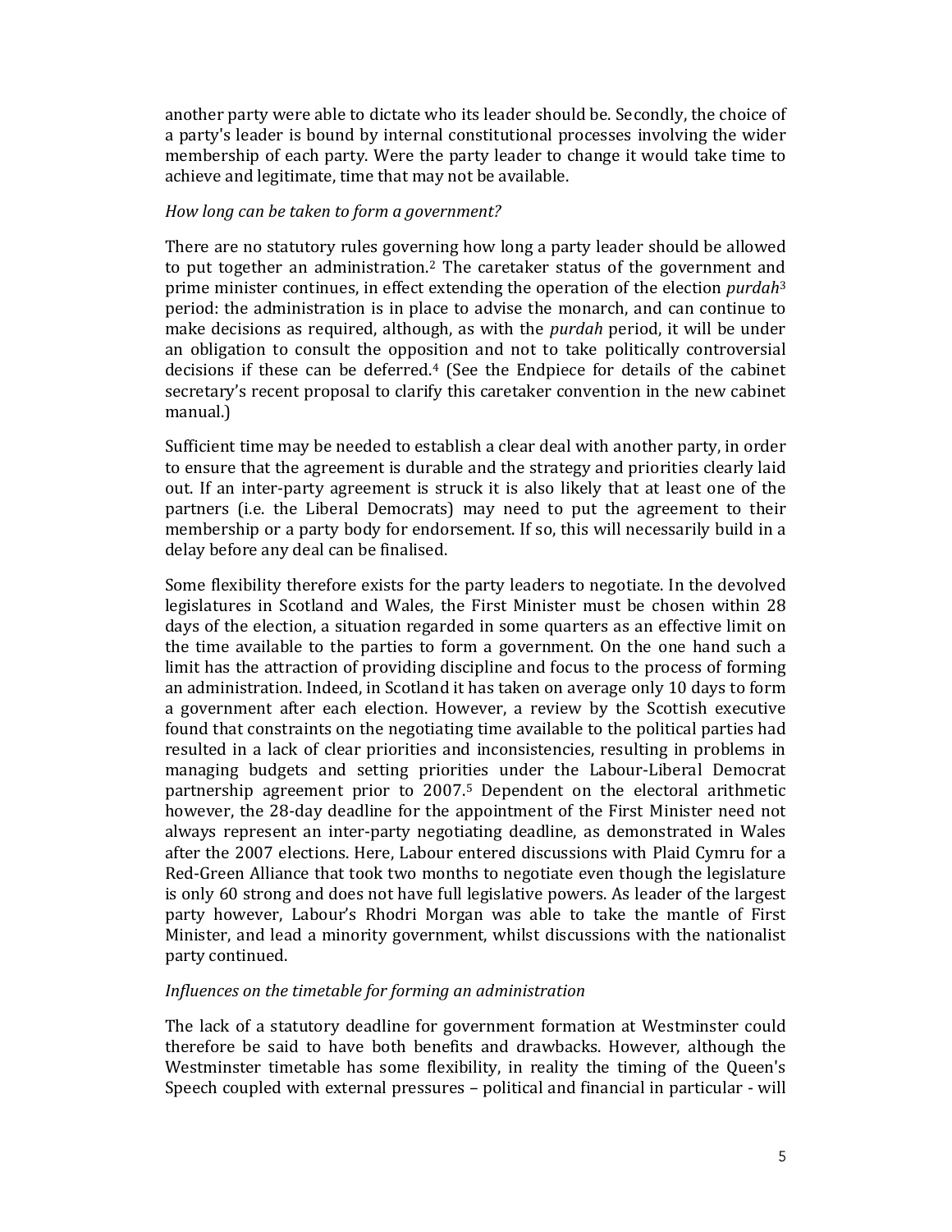another party were able to dictate who its leader should be. Secondly, the choice of a party's leader is bound by internal constitutional processes involving the wider membership of each party. Were the party leader to change it would take time to achieve and legitimate, time that may not be available.

*How long can be taken to form a government?*

There are no statutory rules governing how long a party leader should be allowed to put together an administration.[2] The caretaker status of the government and prime minister continues, in effect extending the operation of the election *purdah*[3] period: the administration is in place to advise the monarch, and can continue to make decisions as required, although, as with the *purdah* period, it will be under an obligation to consult the opposition and not to take politically controversial decisions if these can be deferred.[4] (See the Endpiece for details of the cabinet secretary's recent proposal to clarify this caretaker convention in the new cabinet manual.)

Sufficient time may be needed to establish a clear deal with another party, in order to ensure that the agreement is durable and the strategy and priorities clearly laid out. If an inter-party agreement is struck it is also likely that at least one of the partners (i.e. the Liberal Democrats) may need to put the agreement to their membership or a party body for endorsement. If so, this will necessarily build in a delay before any deal can be finalised.

Some flexibility therefore exists for the party leaders to negotiate. In the devolved legislatures in Scotland and Wales, the First Minister must be chosen within 28 days of the election, a situation regarded in some quarters as an effective limit on the time available to the parties to form a government. On the one hand such a limit has the attraction of providing discipline and focus to the process of forming an administration. Indeed, in Scotland it has taken on average only 10 days to form a government after each election. However, a review by the Scottish executive found that constraints on the negotiating time available to the political parties had resulted in a lack of clear priorities and inconsistencies, resulting in problems in managing budgets and setting priorities under the Labour-Liberal Democrat partnership agreement prior to 2007.[5] Dependent on the electoral arithmetic however, the 28-day deadline for the appointment of the First Minister need not always represent an inter-party negotiating deadline, as demonstrated in Wales after the 2007 elections. Here, Labour entered discussions with Plaid Cymru for a Red-Green Alliance that took two months to negotiate even though the legislature is only 60 strong and does not have full legislative powers. As leader of the largest party however, Labour's Rhodri Morgan was able to take the mantle of First Minister, and lead a minority government, whilst discussions with the nationalist party continued.

*Influences on the timetable for forming an administration*

The lack of a statutory deadline for government formation at Westminster could therefore be said to have both benefits and drawbacks. However, although the Westminster timetable has some flexibility, in reality the timing of the Queen's Speech coupled with external pressures – political and financial in particular - will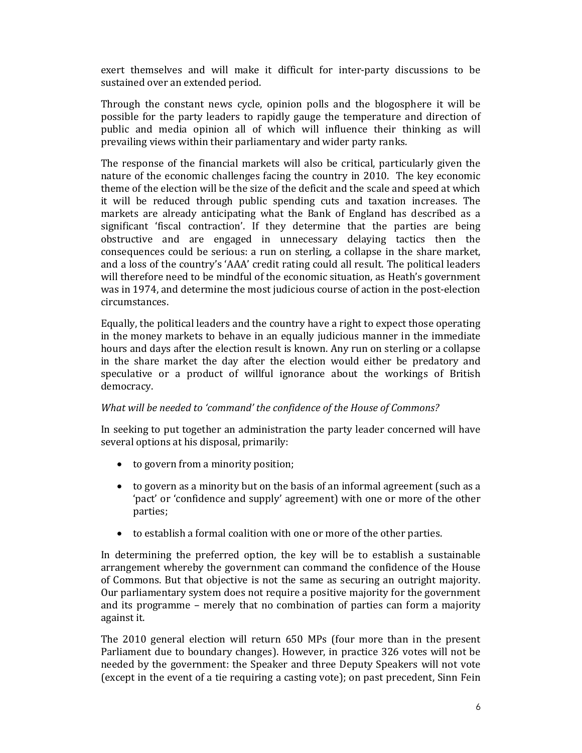exert themselves and will make it difficult for inter-party discussions to be sustained over an extended period.

Through the constant news cycle, opinion polls and the blogosphere it will be possible for the party leaders to rapidly gauge the temperature and direction of public and media opinion all of which will influence their thinking as will prevailing views within their parliamentary and wider party ranks.

The response of the financial markets will also be critical, particularly given the nature of the economic challenges facing the country in 2010. The key economic theme of the election will be the size of the deficit and the scale and speed at which it will be reduced through public spending cuts and taxation increases. The markets are already anticipating what the Bank of England has described as a significant 'fiscal contraction'. If they determine that the parties are being obstructive and are engaged in unnecessary delaying tactics then the consequences could be serious: a run on sterling, a collapse in the share market, and a loss of the country's 'AAA' credit rating could all result. The political leaders will therefore need to be mindful of the economic situation, as Heath's government was in 1974, and determine the most judicious course of action in the post-election circumstances.

Equally, the political leaders and the country have a right to expect those operating in the money markets to behave in an equally judicious manner in the immediate hours and days after the election result is known. Any run on sterling or a collapse in the share market the day after the election would either be predatory and speculative or a product of willful ignorance about the workings of British democracy.

*What will be needed to 'command' the confidence of the House of Commons?*

In seeking to put together an administration the party leader concerned will have several options at his disposal, primarily:

- to govern from a minority position;
- to govern as a minority but on the basis of an informal agreement (such as a 'pact' or 'confidence and supply' agreement) with one or more of the other parties;
- to establish a formal coalition with one or more of the other parties.

In determining the preferred option, the key will be to establish a sustainable arrangement whereby the government can command the confidence of the House of Commons. But that objective is not the same as securing an outright majority. Our parliamentary system does not require a positive majority for the government and its programme – merely that no combination of parties can form a majority against it.

The 2010 general election will return 650 MPs (four more than in the present Parliament due to boundary changes). However, in practice 326 votes will not be needed by the government: the Speaker and three Deputy Speakers will not vote (except in the event of a tie requiring a casting vote); on past precedent, Sinn Fein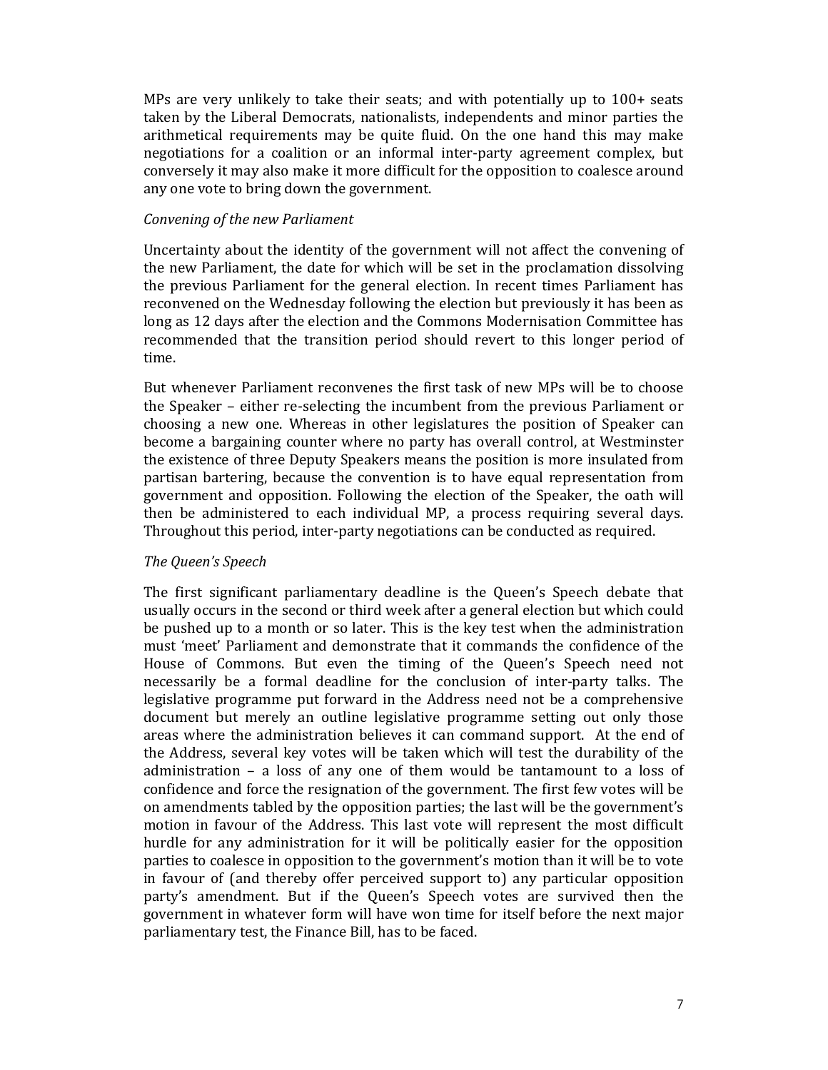MPs are very unlikely to take their seats; and with potentially up to 100+ seats taken by the Liberal Democrats, nationalists, independents and minor parties the arithmetical requirements may be quite fluid. On the one hand this may make negotiations for a coalition or an informal inter-party agreement complex, but conversely it may also make it more difficult for the opposition to coalesce around any one vote to bring down the government.

*Convening of the new Parliament*

Uncertainty about the identity of the government will not affect the convening of the new Parliament, the date for which will be set in the proclamation dissolving the previous Parliament for the general election. In recent times Parliament has reconvened on the Wednesday following the election but previously it has been as long as 12 days after the election and the Commons Modernisation Committee has recommended that the transition period should revert to this longer period of time.

But whenever Parliament reconvenes the first task of new MPs will be to choose the Speaker – either re-selecting the incumbent from the previous Parliament or choosing a new one. Whereas in other legislatures the position of Speaker can become a bargaining counter where no party has overall control, at Westminster the existence of three Deputy Speakers means the position is more insulated from partisan bartering, because the convention is to have equal representation from government and opposition. Following the election of the Speaker, the oath will then be administered to each individual MP, a process requiring several days. Throughout this period, inter-party negotiations can be conducted as required.

*The Queen's Speech*

The first significant parliamentary deadline is the Queen's Speech debate that usually occurs in the second or third week after a general election but which could be pushed up to a month or so later. This is the key test when the administration must 'meet' Parliament and demonstrate that it commands the confidence of the House of Commons. But even the timing of the Queen's Speech need not necessarily be a formal deadline for the conclusion of inter-party talks. The legislative programme put forward in the Address need not be a comprehensive document but merely an outline legislative programme setting out only those areas where the administration believes it can command support. At the end of the Address, several key votes will be taken which will test the durability of the administration – a loss of any one of them would be tantamount to a loss of confidence and force the resignation of the government. The first few votes will be on amendments tabled by the opposition parties; the last will be the government's motion in favour of the Address. This last vote will represent the most difficult hurdle for any administration for it will be politically easier for the opposition parties to coalesce in opposition to the government's motion than it will be to vote in favour of (and thereby offer perceived support to) any particular opposition party's amendment. But if the Queen's Speech votes are survived then the government in whatever form will have won time for itself before the next major parliamentary test, the Finance Bill, has to be faced.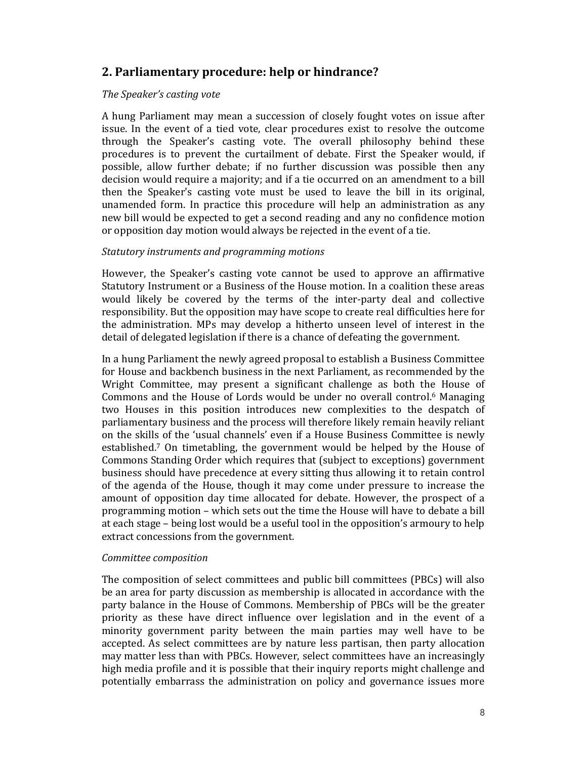## 2. Parliamentary procedure: help or hindrance?

*The Speaker's casting vote*

A hung Parliament may mean a succession of closely fought votes on issue after issue. In the event of a tied vote, clear procedures exist to resolve the outcome through the Speaker's casting vote. The overall philosophy behind these procedures is to prevent the curtailment of debate. First the Speaker would, if possible, allow further debate; if no further discussion was possible then any decision would require a majority; and if a tie occurred on an amendment to a bill then the Speaker's casting vote must be used to leave the bill in its original, unamended form. In practice this procedure will help an administration as any new bill would be expected to get a second reading and any no confidence motion or opposition day motion would always be rejected in the event of a tie.

*Statutory instruments and programming motions*

However, the Speaker's casting vote cannot be used to approve an affirmative Statutory Instrument or a Business of the House motion. In a coalition these areas would likely be covered by the terms of the inter-party deal and collective responsibility. But the opposition may have scope to create real difficulties here for the administration. MPs may develop a hitherto unseen level of interest in the detail of delegated legislation if there is a chance of defeating the government.

In a hung Parliament the newly agreed proposal to establish a Business Committee for House and backbench business in the next Parliament, as recommended by the Wright Committee, may present a significant challenge as both the House of Commons and the House of Lords would be under no overall control.[6] Managing two Houses in this position introduces new complexities to the despatch of parliamentary business and the process will therefore likely remain heavily reliant on the skills of the 'usual channels' even if a House Business Committee is newly established.[7] On timetabling, the government would be helped by the House of Commons Standing Order which requires that (subject to exceptions) government business should have precedence at every sitting thus allowing it to retain control of the agenda of the House, though it may come under pressure to increase the amount of opposition day time allocated for debate. However, the prospect of a programming motion – which sets out the time the House will have to debate a bill at each stage – being lost would be a useful tool in the opposition's armoury to help extract concessions from the government.

*Committee composition*

The composition of select committees and public bill committees (PBCs) will also be an area for party discussion as membership is allocated in accordance with the party balance in the House of Commons. Membership of PBCs will be the greater priority as these have direct influence over legislation and in the event of a minority government parity between the main parties may well have to be accepted. As select committees are by nature less partisan, then party allocation may matter less than with PBCs. However, select committees have an increasingly high media profile and it is possible that their inquiry reports might challenge and potentially embarrass the administration on policy and governance issues more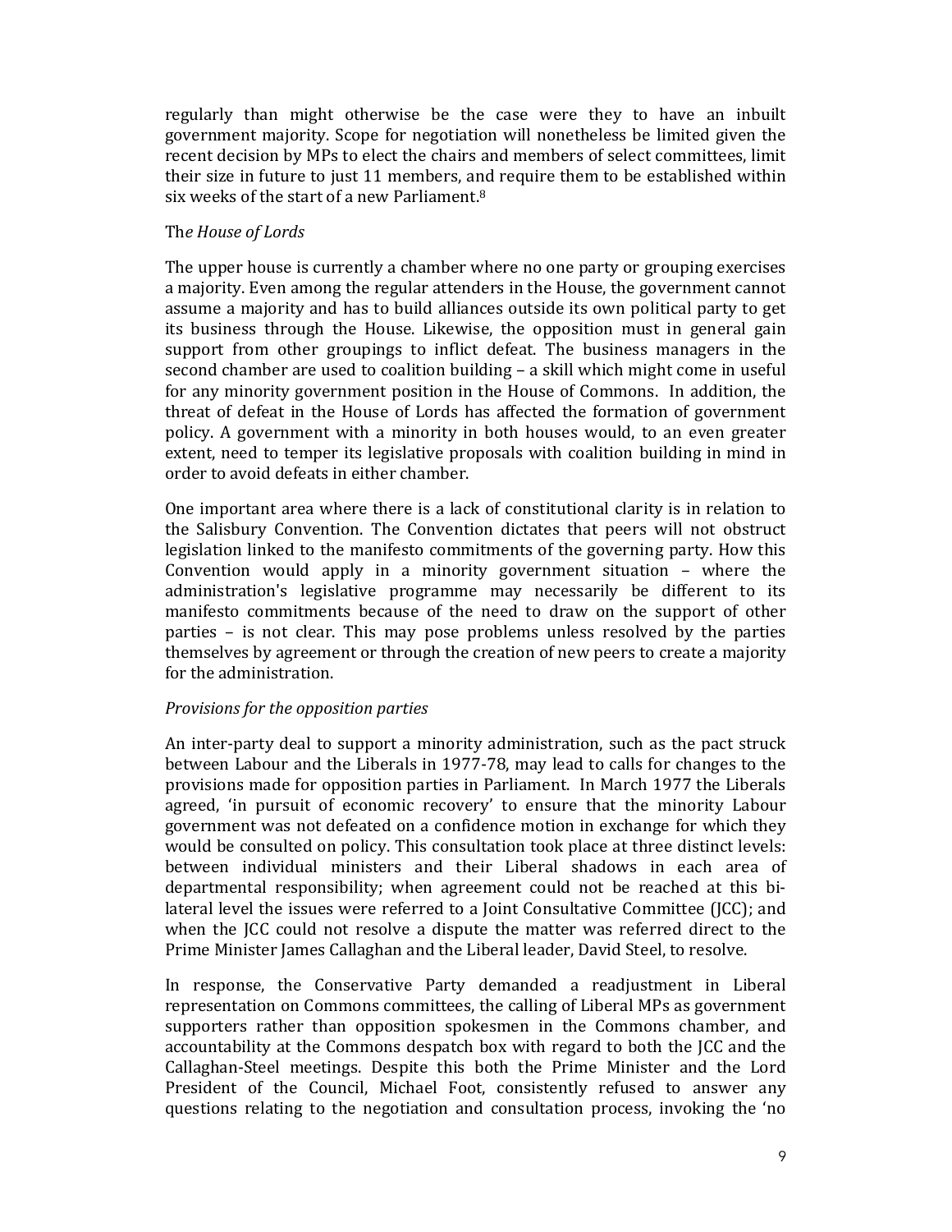regularly than might otherwise be the case were they to have an inbuilt government majority. Scope for negotiation will nonetheless be limited given the recent decision by MPs to elect the chairs and members of select committees, limit their size in future to just 11 members, and require them to be established within six weeks of the start of a new Parliament.[8]

*The House of Lords*

The upper house is currently a chamber where no one party or grouping exercises a majority. Even among the regular attenders in the House, the government cannot assume a majority and has to build alliances outside its own political party to get its business through the House. Likewise, the opposition must in general gain support from other groupings to inflict defeat. The business managers in the second chamber are used to coalition building – a skill which might come in useful for any minority government position in the House of Commons. In addition, the threat of defeat in the House of Lords has affected the formation of government policy. A government with a minority in both houses would, to an even greater extent, need to temper its legislative proposals with coalition building in mind in order to avoid defeats in either chamber.

One important area where there is a lack of constitutional clarity is in relation to the Salisbury Convention. The Convention dictates that peers will not obstruct legislation linked to the manifesto commitments of the governing party. How this Convention would apply in a minority government situation – where the administration's legislative programme may necessarily be different to its manifesto commitments because of the need to draw on the support of other parties – is not clear. This may pose problems unless resolved by the parties themselves by agreement or through the creation of new peers to create a majority for the administration.

*Provisions for the opposition parties*

An inter-party deal to support a minority administration, such as the pact struck between Labour and the Liberals in 1977-78, may lead to calls for changes to the provisions made for opposition parties in Parliament. In March 1977 the Liberals agreed, 'in pursuit of economic recovery' to ensure that the minority Labour government was not defeated on a confidence motion in exchange for which they would be consulted on policy. This consultation took place at three distinct levels: between individual ministers and their Liberal shadows in each area of departmental responsibility; when agreement could not be reached at this bi-lateral level the issues were referred to a Joint Consultative Committee (JCC); and when the JCC could not resolve a dispute the matter was referred direct to the Prime Minister James Callaghan and the Liberal leader, David Steel, to resolve.

In response, the Conservative Party demanded a readjustment in Liberal representation on Commons committees, the calling of Liberal MPs as government supporters rather than opposition spokesmen in the Commons chamber, and accountability at the Commons despatch box with regard to both the JCC and the Callaghan-Steel meetings. Despite this both the Prime Minister and the Lord President of the Council, Michael Foot, consistently refused to answer any questions relating to the negotiation and consultation process, invoking the 'no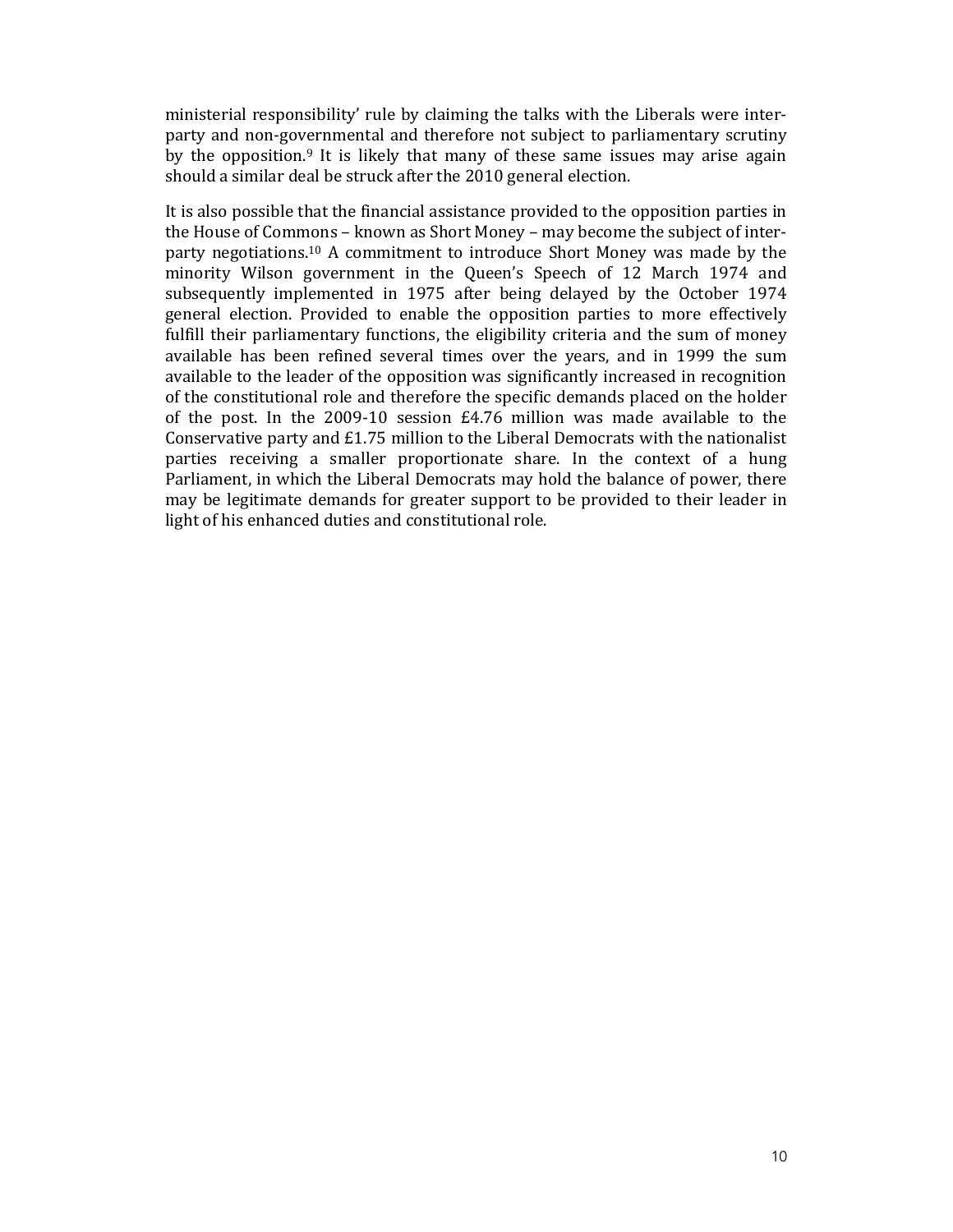ministerial responsibility' rule by claiming the talks with the Liberals were inter-party and non-governmental and therefore not subject to parliamentary scrutiny by the opposition.[9] It is likely that many of these same issues may arise again should a similar deal be struck after the 2010 general election.

It is also possible that the financial assistance provided to the opposition parties in the House of Commons – known as Short Money – may become the subject of inter-party negotiations.[10] A commitment to introduce Short Money was made by the minority Wilson government in the Queen's Speech of 12 March 1974 and subsequently implemented in 1975 after being delayed by the October 1974 general election. Provided to enable the opposition parties to more effectively fulfill their parliamentary functions, the eligibility criteria and the sum of money available has been refined several times over the years, and in 1999 the sum available to the leader of the opposition was significantly increased in recognition of the constitutional role and therefore the specific demands placed on the holder of the post. In the 2009-10 session £4.76 million was made available to the Conservative party and £1.75 million to the Liberal Democrats with the nationalist parties receiving a smaller proportionate share. In the context of a hung Parliament, in which the Liberal Democrats may hold the balance of power, there may be legitimate demands for greater support to be provided to their leader in light of his enhanced duties and constitutional role.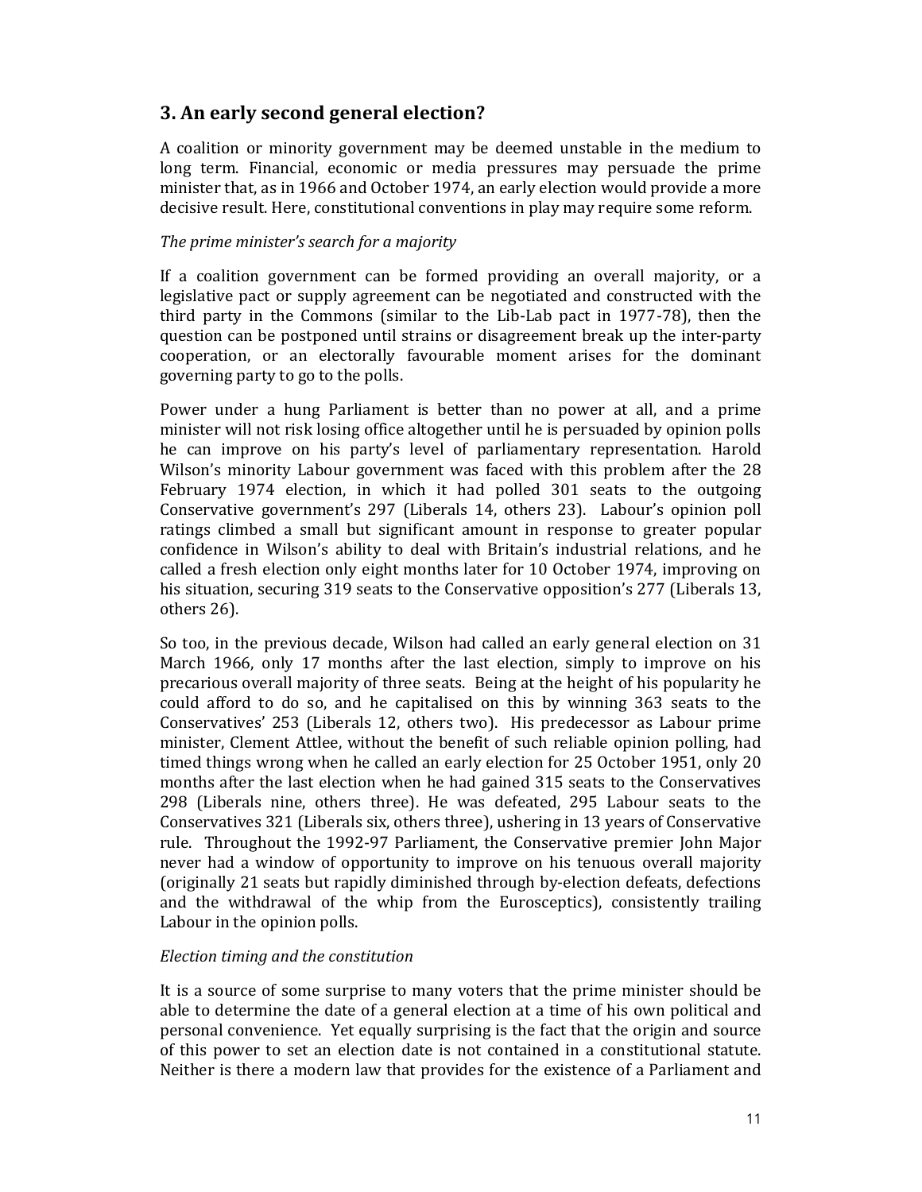## 3. An early second general election?

A coalition or minority government may be deemed unstable in the medium to long term. Financial, economic or media pressures may persuade the prime minister that, as in 1966 and October 1974, an early election would provide a more decisive result. Here, constitutional conventions in play may require some reform.

*The prime minister's search for a majority*

If a coalition government can be formed providing an overall majority, or a legislative pact or supply agreement can be negotiated and constructed with the third party in the Commons (similar to the Lib-Lab pact in 1977-78), then the question can be postponed until strains or disagreement break up the inter-party cooperation, or an electorally favourable moment arises for the dominant governing party to go to the polls.

Power under a hung Parliament is better than no power at all, and a prime minister will not risk losing office altogether until he is persuaded by opinion polls he can improve on his party's level of parliamentary representation. Harold Wilson's minority Labour government was faced with this problem after the 28 February 1974 election, in which it had polled 301 seats to the outgoing Conservative government's 297 (Liberals 14, others 23). Labour's opinion poll ratings climbed a small but significant amount in response to greater popular confidence in Wilson's ability to deal with Britain's industrial relations, and he called a fresh election only eight months later for 10 October 1974, improving on his situation, securing 319 seats to the Conservative opposition's 277 (Liberals 13, others 26).

So too, in the previous decade, Wilson had called an early general election on 31 March 1966, only 17 months after the last election, simply to improve on his precarious overall majority of three seats. Being at the height of his popularity he could afford to do so, and he capitalised on this by winning 363 seats to the Conservatives' 253 (Liberals 12, others two). His predecessor as Labour prime minister, Clement Attlee, without the benefit of such reliable opinion polling, had timed things wrong when he called an early election for 25 October 1951, only 20 months after the last election when he had gained 315 seats to the Conservatives 298 (Liberals nine, others three). He was defeated, 295 Labour seats to the Conservatives 321 (Liberals six, others three), ushering in 13 years of Conservative rule. Throughout the 1992-97 Parliament, the Conservative premier John Major never had a window of opportunity to improve on his tenuous overall majority (originally 21 seats but rapidly diminished through by-election defeats, defections and the withdrawal of the whip from the Eurosceptics), consistently trailing Labour in the opinion polls.

*Election timing and the constitution*

It is a source of some surprise to many voters that the prime minister should be able to determine the date of a general election at a time of his own political and personal convenience. Yet equally surprising is the fact that the origin and source of this power to set an election date is not contained in a constitutional statute. Neither is there a modern law that provides for the existence of a Parliament and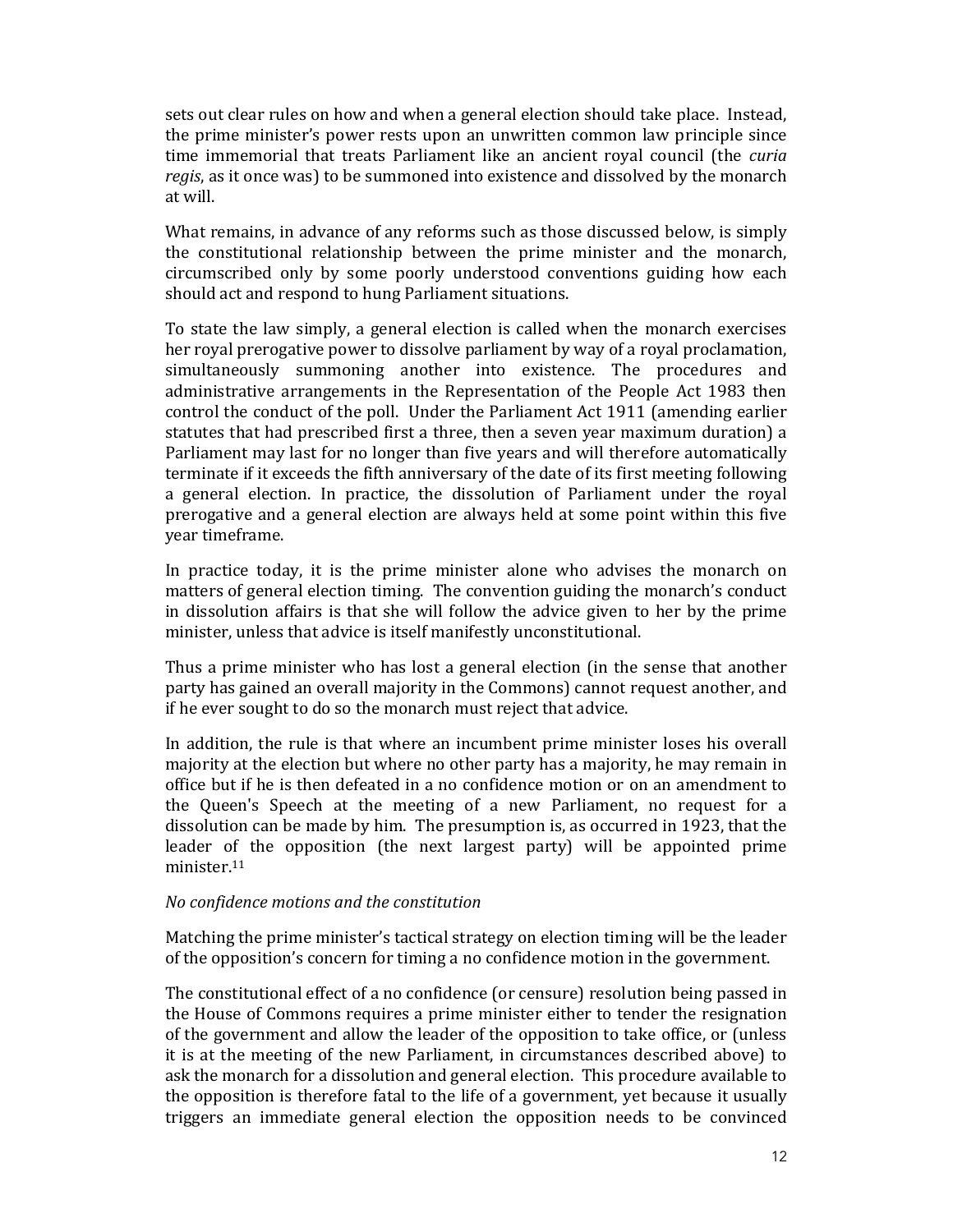sets out clear rules on how and when a general election should take place. Instead, the prime minister's power rests upon an unwritten common law principle since time immemorial that treats Parliament like an ancient royal council (the *curia regis*, as it once was) to be summoned into existence and dissolved by the monarch at will.

What remains, in advance of any reforms such as those discussed below, is simply the constitutional relationship between the prime minister and the monarch, circumscribed only by some poorly understood conventions guiding how each should act and respond to hung Parliament situations.

To state the law simply, a general election is called when the monarch exercises her royal prerogative power to dissolve parliament by way of a royal proclamation, simultaneously summoning another into existence. The procedures and administrative arrangements in the Representation of the People Act 1983 then control the conduct of the poll. Under the Parliament Act 1911 (amending earlier statutes that had prescribed first a three, then a seven year maximum duration) a Parliament may last for no longer than five years and will therefore automatically terminate if it exceeds the fifth anniversary of the date of its first meeting following a general election. In practice, the dissolution of Parliament under the royal prerogative and a general election are always held at some point within this five year timeframe.

In practice today, it is the prime minister alone who advises the monarch on matters of general election timing. The convention guiding the monarch's conduct in dissolution affairs is that she will follow the advice given to her by the prime minister, unless that advice is itself manifestly unconstitutional.

Thus a prime minister who has lost a general election (in the sense that another party has gained an overall majority in the Commons) cannot request another, and if he ever sought to do so the monarch must reject that advice.

In addition, the rule is that where an incumbent prime minister loses his overall majority at the election but where no other party has a majority, he may remain in office but if he is then defeated in a no confidence motion or on an amendment to the Queen's Speech at the meeting of a new Parliament, no request for a dissolution can be made by him. The presumption is, as occurred in 1923, that the leader of the opposition (the next largest party) will be appointed prime minister.[11]

*No confidence motions and the constitution*

Matching the prime minister's tactical strategy on election timing will be the leader of the opposition's concern for timing a no confidence motion in the government.

The constitutional effect of a no confidence (or censure) resolution being passed in the House of Commons requires a prime minister either to tender the resignation of the government and allow the leader of the opposition to take office, or (unless it is at the meeting of the new Parliament, in circumstances described above) to ask the monarch for a dissolution and general election. This procedure available to the opposition is therefore fatal to the life of a government, yet because it usually triggers an immediate general election the opposition needs to be convinced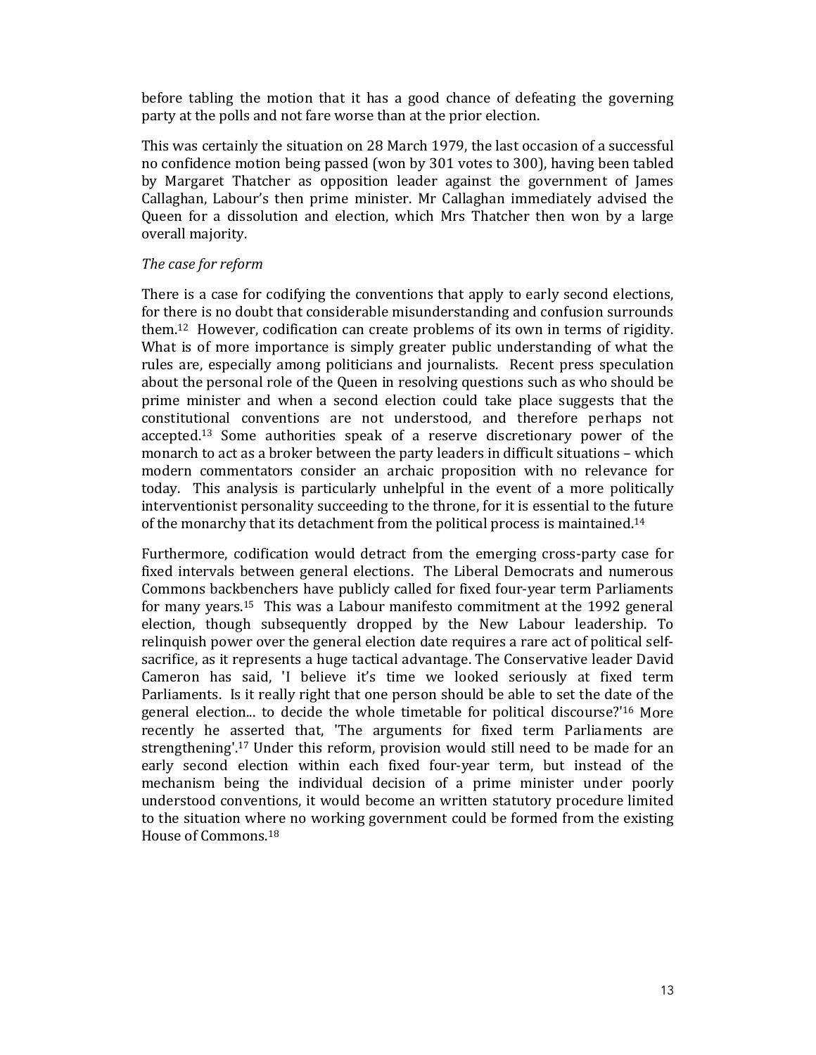before tabling the motion that it has a good chance of defeating the governing party at the polls and not fare worse than at the prior election.

This was certainly the situation on 28 March 1979, the last occasion of a successful no confidence motion being passed (won by 301 votes to 300), having been tabled by Margaret Thatcher as opposition leader against the government of James Callaghan, Labour's then prime minister. Mr Callaghan immediately advised the Queen for a dissolution and election, which Mrs Thatcher then won by a large overall majority.

*The case for reform*

There is a case for codifying the conventions that apply to early second elections, for there is no doubt that considerable misunderstanding and confusion surrounds them.[12] However, codification can create problems of its own in terms of rigidity. What is of more importance is simply greater public understanding of what the rules are, especially among politicians and journalists. Recent press speculation about the personal role of the Queen in resolving questions such as who should be prime minister and when a second election could take place suggests that the constitutional conventions are not understood, and therefore perhaps not accepted.[13] Some authorities speak of a reserve discretionary power of the monarch to act as a broker between the party leaders in difficult situations – which modern commentators consider an archaic proposition with no relevance for today. This analysis is particularly unhelpful in the event of a more politically interventionist personality succeeding to the throne, for it is essential to the future of the monarchy that its detachment from the political process is maintained.[14]

Furthermore, codification would detract from the emerging cross-party case for fixed intervals between general elections. The Liberal Democrats and numerous Commons backbenchers have publicly called for fixed four-year term Parliaments for many years.[15] This was a Labour manifesto commitment at the 1992 general election, though subsequently dropped by the New Labour leadership. To relinquish power over the general election date requires a rare act of political self-sacrifice, as it represents a huge tactical advantage. The Conservative leader David Cameron has said, 'I believe it's time we looked seriously at fixed term Parliaments. Is it really right that one person should be able to set the date of the general election... to decide the whole timetable for political discourse?'[16] More recently he asserted that, 'The arguments for fixed term Parliaments are strengthening'.[17] Under this reform, provision would still need to be made for an early second election within each fixed four-year term, but instead of the mechanism being the individual decision of a prime minister under poorly understood conventions, it would become an written statutory procedure limited to the situation where no working government could be formed from the existing House of Commons.[18]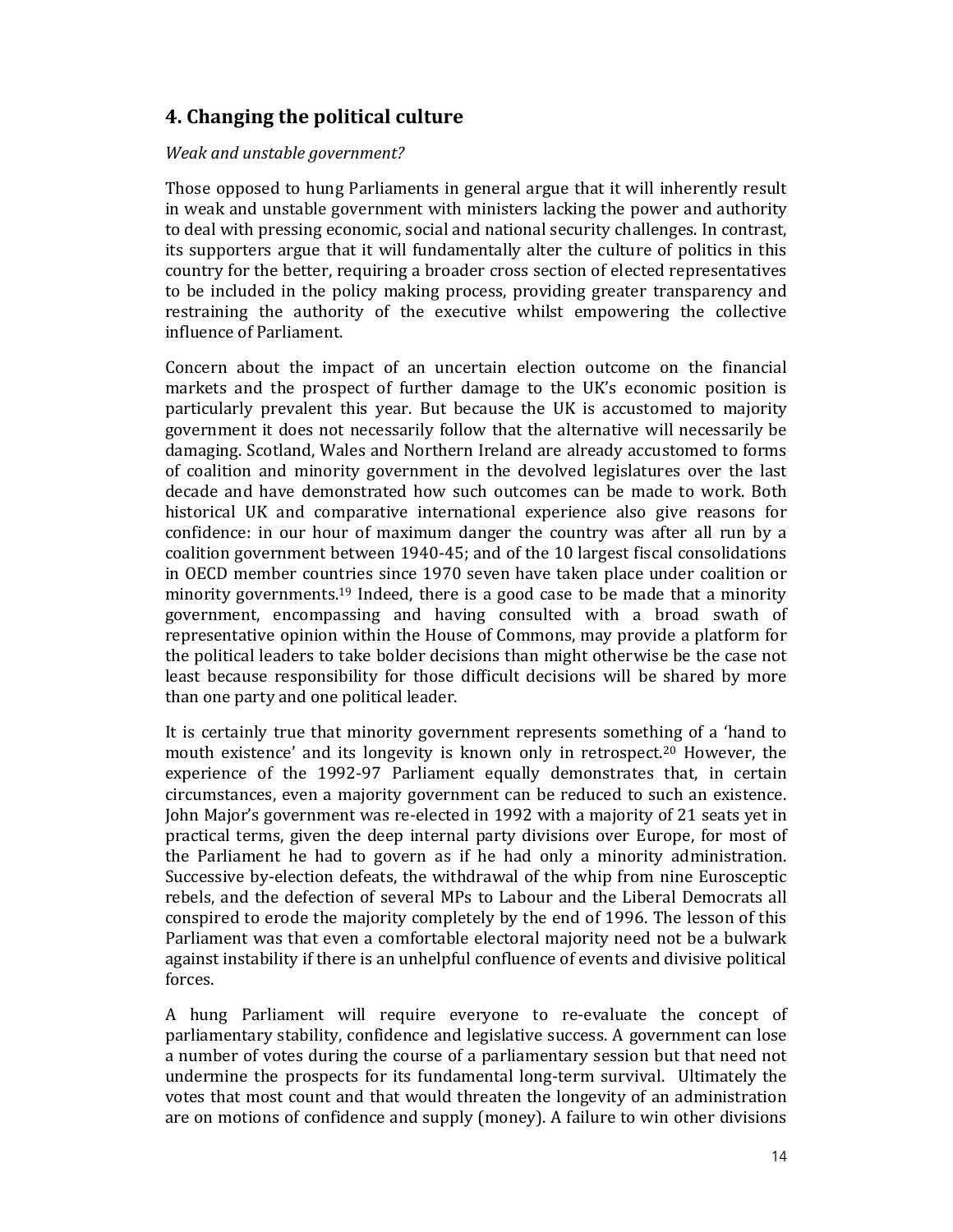## 4. Changing the political culture

*Weak and unstable government?*

Those opposed to hung Parliaments in general argue that it will inherently result in weak and unstable government with ministers lacking the power and authority to deal with pressing economic, social and national security challenges. In contrast, its supporters argue that it will fundamentally alter the culture of politics in this country for the better, requiring a broader cross section of elected representatives to be included in the policy making process, providing greater transparency and restraining the authority of the executive whilst empowering the collective influence of Parliament.

Concern about the impact of an uncertain election outcome on the financial markets and the prospect of further damage to the UK's economic position is particularly prevalent this year. But because the UK is accustomed to majority government it does not necessarily follow that the alternative will necessarily be damaging. Scotland, Wales and Northern Ireland are already accustomed to forms of coalition and minority government in the devolved legislatures over the last decade and have demonstrated how such outcomes can be made to work. Both historical UK and comparative international experience also give reasons for confidence: in our hour of maximum danger the country was after all run by a coalition government between 1940-45; and of the 10 largest fiscal consolidations in OECD member countries since 1970 seven have taken place under coalition or minority governments.[19] Indeed, there is a good case to be made that a minority government, encompassing and having consulted with a broad swath of representative opinion within the House of Commons, may provide a platform for the political leaders to take bolder decisions than might otherwise be the case not least because responsibility for those difficult decisions will be shared by more than one party and one political leader.

It is certainly true that minority government represents something of a 'hand to mouth existence' and its longevity is known only in retrospect.[20] However, the experience of the 1992-97 Parliament equally demonstrates that, in certain circumstances, even a majority government can be reduced to such an existence. John Major's government was re-elected in 1992 with a majority of 21 seats yet in practical terms, given the deep internal party divisions over Europe, for most of the Parliament he had to govern as if he had only a minority administration. Successive by-election defeats, the withdrawal of the whip from nine Eurosceptic rebels, and the defection of several MPs to Labour and the Liberal Democrats all conspired to erode the majority completely by the end of 1996. The lesson of this Parliament was that even a comfortable electoral majority need not be a bulwark against instability if there is an unhelpful confluence of events and divisive political forces.

A hung Parliament will require everyone to re-evaluate the concept of parliamentary stability, confidence and legislative success. A government can lose a number of votes during the course of a parliamentary session but that need not undermine the prospects for its fundamental long-term survival. Ultimately the votes that most count and that would threaten the longevity of an administration are on motions of confidence and supply (money). A failure to win other divisions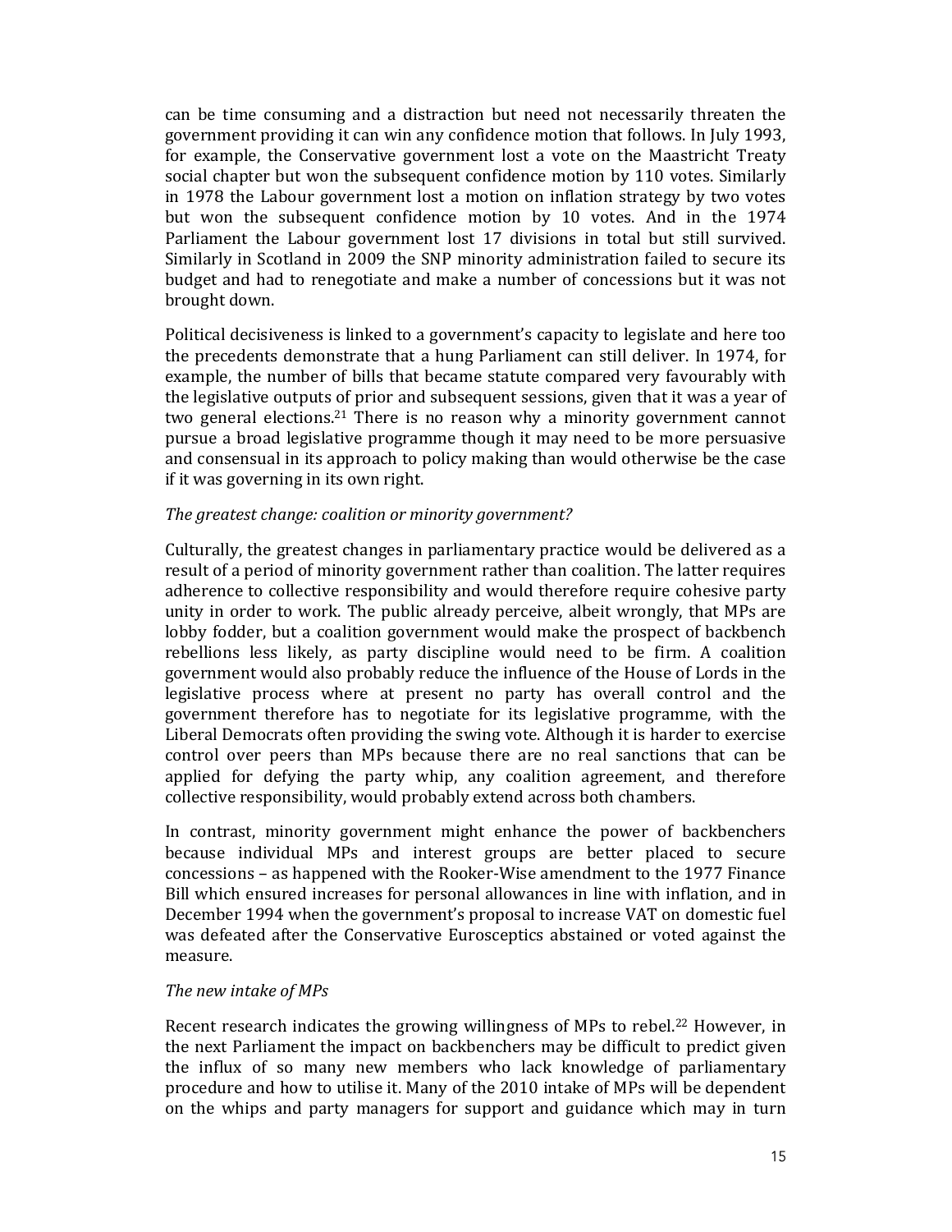can be time consuming and a distraction but need not necessarily threaten the government providing it can win any confidence motion that follows. In July 1993, for example, the Conservative government lost a vote on the Maastricht Treaty social chapter but won the subsequent confidence motion by 110 votes. Similarly in 1978 the Labour government lost a motion on inflation strategy by two votes but won the subsequent confidence motion by 10 votes. And in the 1974 Parliament the Labour government lost 17 divisions in total but still survived. Similarly in Scotland in 2009 the SNP minority administration failed to secure its budget and had to renegotiate and make a number of concessions but it was not brought down.

Political decisiveness is linked to a government's capacity to legislate and here too the precedents demonstrate that a hung Parliament can still deliver. In 1974, for example, the number of bills that became statute compared very favourably with the legislative outputs of prior and subsequent sessions, given that it was a year of two general elections.[21] There is no reason why a minority government cannot pursue a broad legislative programme though it may need to be more persuasive and consensual in its approach to policy making than would otherwise be the case if it was governing in its own right.

*The greatest change: coalition or minority government?*

Culturally, the greatest changes in parliamentary practice would be delivered as a result of a period of minority government rather than coalition. The latter requires adherence to collective responsibility and would therefore require cohesive party unity in order to work. The public already perceive, albeit wrongly, that MPs are lobby fodder, but a coalition government would make the prospect of backbench rebellions less likely, as party discipline would need to be firm. A coalition government would also probably reduce the influence of the House of Lords in the legislative process where at present no party has overall control and the government therefore has to negotiate for its legislative programme, with the Liberal Democrats often providing the swing vote. Although it is harder to exercise control over peers than MPs because there are no real sanctions that can be applied for defying the party whip, any coalition agreement, and therefore collective responsibility, would probably extend across both chambers.

In contrast, minority government might enhance the power of backbenchers because individual MPs and interest groups are better placed to secure concessions – as happened with the Rooker-Wise amendment to the 1977 Finance Bill which ensured increases for personal allowances in line with inflation, and in December 1994 when the government's proposal to increase VAT on domestic fuel was defeated after the Conservative Eurosceptics abstained or voted against the measure.

*The new intake of MPs*

Recent research indicates the growing willingness of MPs to rebel.[22] However, in the next Parliament the impact on backbenchers may be difficult to predict given the influx of so many new members who lack knowledge of parliamentary procedure and how to utilise it. Many of the 2010 intake of MPs will be dependent on the whips and party managers for support and guidance which may in turn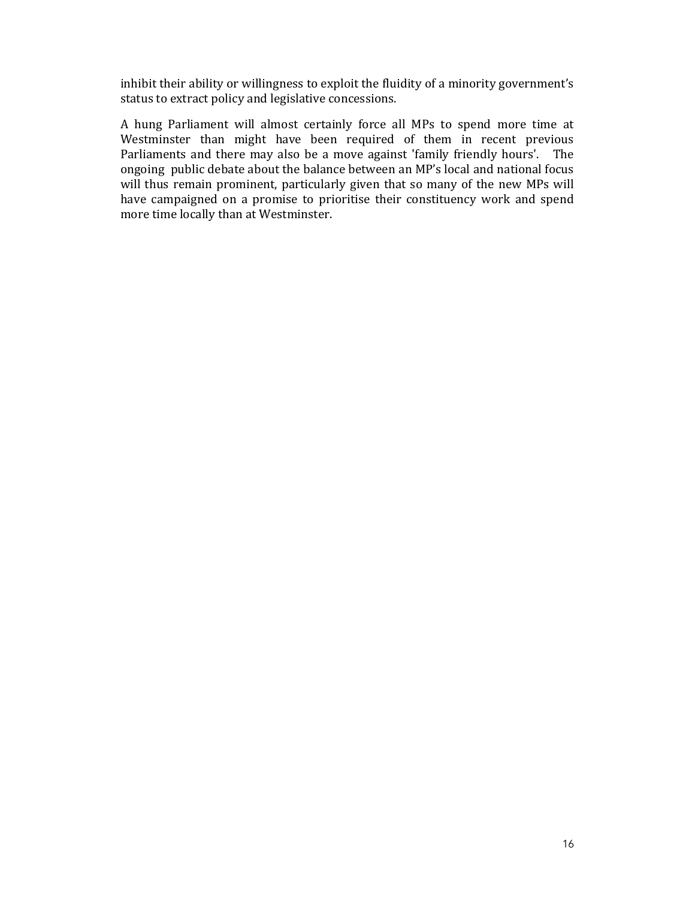inhibit their ability or willingness to exploit the fluidity of a minority government's status to extract policy and legislative concessions.

A hung Parliament will almost certainly force all MPs to spend more time at Westminster than might have been required of them in recent previous Parliaments and there may also be a move against 'family friendly hours'. The ongoing public debate about the balance between an MP's local and national focus will thus remain prominent, particularly given that so many of the new MPs will have campaigned on a promise to prioritise their constituency work and spend more time locally than at Westminster.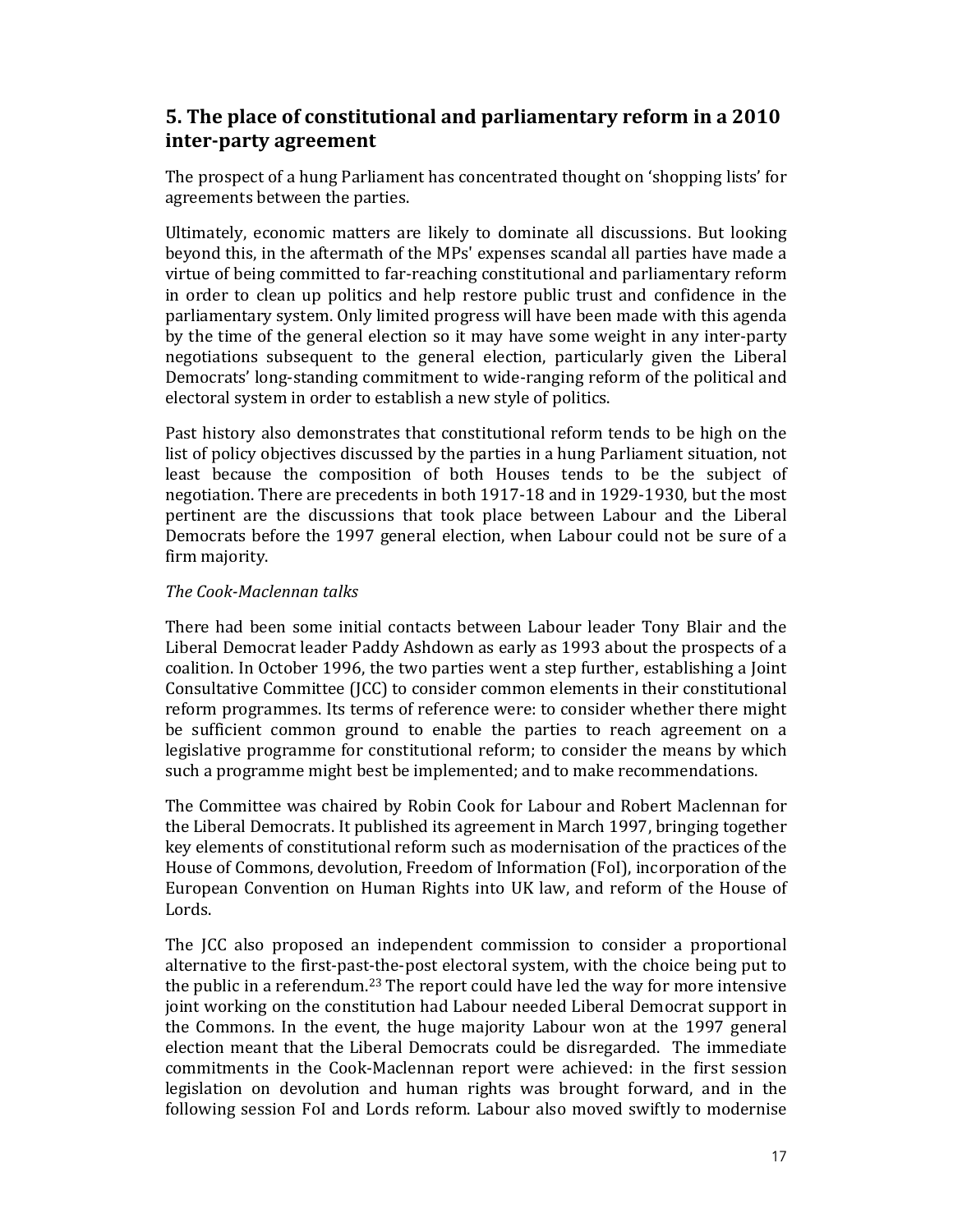## 5. The place of constitutional and parliamentary reform in a 2010 inter-party agreement

The prospect of a hung Parliament has concentrated thought on 'shopping lists' for agreements between the parties.

Ultimately, economic matters are likely to dominate all discussions. But looking beyond this, in the aftermath of the MPs' expenses scandal all parties have made a virtue of being committed to far-reaching constitutional and parliamentary reform in order to clean up politics and help restore public trust and confidence in the parliamentary system. Only limited progress will have been made with this agenda by the time of the general election so it may have some weight in any inter-party negotiations subsequent to the general election, particularly given the Liberal Democrats' long-standing commitment to wide-ranging reform of the political and electoral system in order to establish a new style of politics.

Past history also demonstrates that constitutional reform tends to be high on the list of policy objectives discussed by the parties in a hung Parliament situation, not least because the composition of both Houses tends to be the subject of negotiation. There are precedents in both 1917-18 and in 1929-1930, but the most pertinent are the discussions that took place between Labour and the Liberal Democrats before the 1997 general election, when Labour could not be sure of a firm majority.

*The Cook-Maclennan talks*

There had been some initial contacts between Labour leader Tony Blair and the Liberal Democrat leader Paddy Ashdown as early as 1993 about the prospects of a coalition. In October 1996, the two parties went a step further, establishing a Joint Consultative Committee (JCC) to consider common elements in their constitutional reform programmes. Its terms of reference were: to consider whether there might be sufficient common ground to enable the parties to reach agreement on a legislative programme for constitutional reform; to consider the means by which such a programme might best be implemented; and to make recommendations.

The Committee was chaired by Robin Cook for Labour and Robert Maclennan for the Liberal Democrats. It published its agreement in March 1997, bringing together key elements of constitutional reform such as modernisation of the practices of the House of Commons, devolution, Freedom of Information (FoI), incorporation of the European Convention on Human Rights into UK law, and reform of the House of Lords.

The JCC also proposed an independent commission to consider a proportional alternative to the first-past-the-post electoral system, with the choice being put to the public in a referendum.[23] The report could have led the way for more intensive joint working on the constitution had Labour needed Liberal Democrat support in the Commons. In the event, the huge majority Labour won at the 1997 general election meant that the Liberal Democrats could be disregarded. The immediate commitments in the Cook-Maclennan report were achieved: in the first session legislation on devolution and human rights was brought forward, and in the following session FoI and Lords reform. Labour also moved swiftly to modernise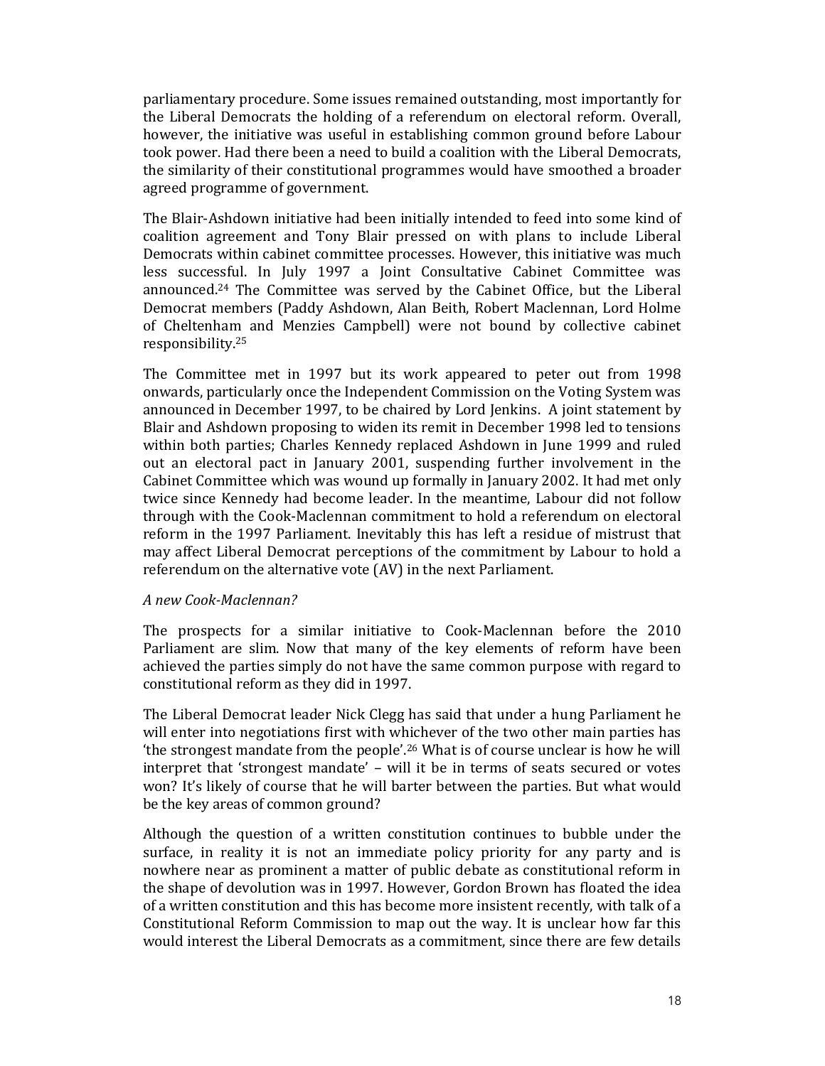parliamentary procedure. Some issues remained outstanding, most importantly for the Liberal Democrats the holding of a referendum on electoral reform. Overall, however, the initiative was useful in establishing common ground before Labour took power. Had there been a need to build a coalition with the Liberal Democrats, the similarity of their constitutional programmes would have smoothed a broader agreed programme of government.

The Blair-Ashdown initiative had been initially intended to feed into some kind of coalition agreement and Tony Blair pressed on with plans to include Liberal Democrats within cabinet committee processes. However, this initiative was much less successful. In July 1997 a Joint Consultative Cabinet Committee was announced.[24] The Committee was served by the Cabinet Office, but the Liberal Democrat members (Paddy Ashdown, Alan Beith, Robert Maclennan, Lord Holme of Cheltenham and Menzies Campbell) were not bound by collective cabinet responsibility.[25]

The Committee met in 1997 but its work appeared to peter out from 1998 onwards, particularly once the Independent Commission on the Voting System was announced in December 1997, to be chaired by Lord Jenkins. A joint statement by Blair and Ashdown proposing to widen its remit in December 1998 led to tensions within both parties; Charles Kennedy replaced Ashdown in June 1999 and ruled out an electoral pact in January 2001, suspending further involvement in the Cabinet Committee which was wound up formally in January 2002. It had met only twice since Kennedy had become leader. In the meantime, Labour did not follow through with the Cook-Maclennan commitment to hold a referendum on electoral reform in the 1997 Parliament. Inevitably this has left a residue of mistrust that may affect Liberal Democrat perceptions of the commitment by Labour to hold a referendum on the alternative vote (AV) in the next Parliament.

*A new Cook-Maclennan?*

The prospects for a similar initiative to Cook-Maclennan before the 2010 Parliament are slim. Now that many of the key elements of reform have been achieved the parties simply do not have the same common purpose with regard to constitutional reform as they did in 1997.

The Liberal Democrat leader Nick Clegg has said that under a hung Parliament he will enter into negotiations first with whichever of the two other main parties has 'the strongest mandate from the people'.[26] What is of course unclear is how he will interpret that 'strongest mandate' – will it be in terms of seats secured or votes won? It's likely of course that he will barter between the parties. But what would be the key areas of common ground?

Although the question of a written constitution continues to bubble under the surface, in reality it is not an immediate policy priority for any party and is nowhere near as prominent a matter of public debate as constitutional reform in the shape of devolution was in 1997. However, Gordon Brown has floated the idea of a written constitution and this has become more insistent recently, with talk of a Constitutional Reform Commission to map out the way. It is unclear how far this would interest the Liberal Democrats as a commitment, since there are few details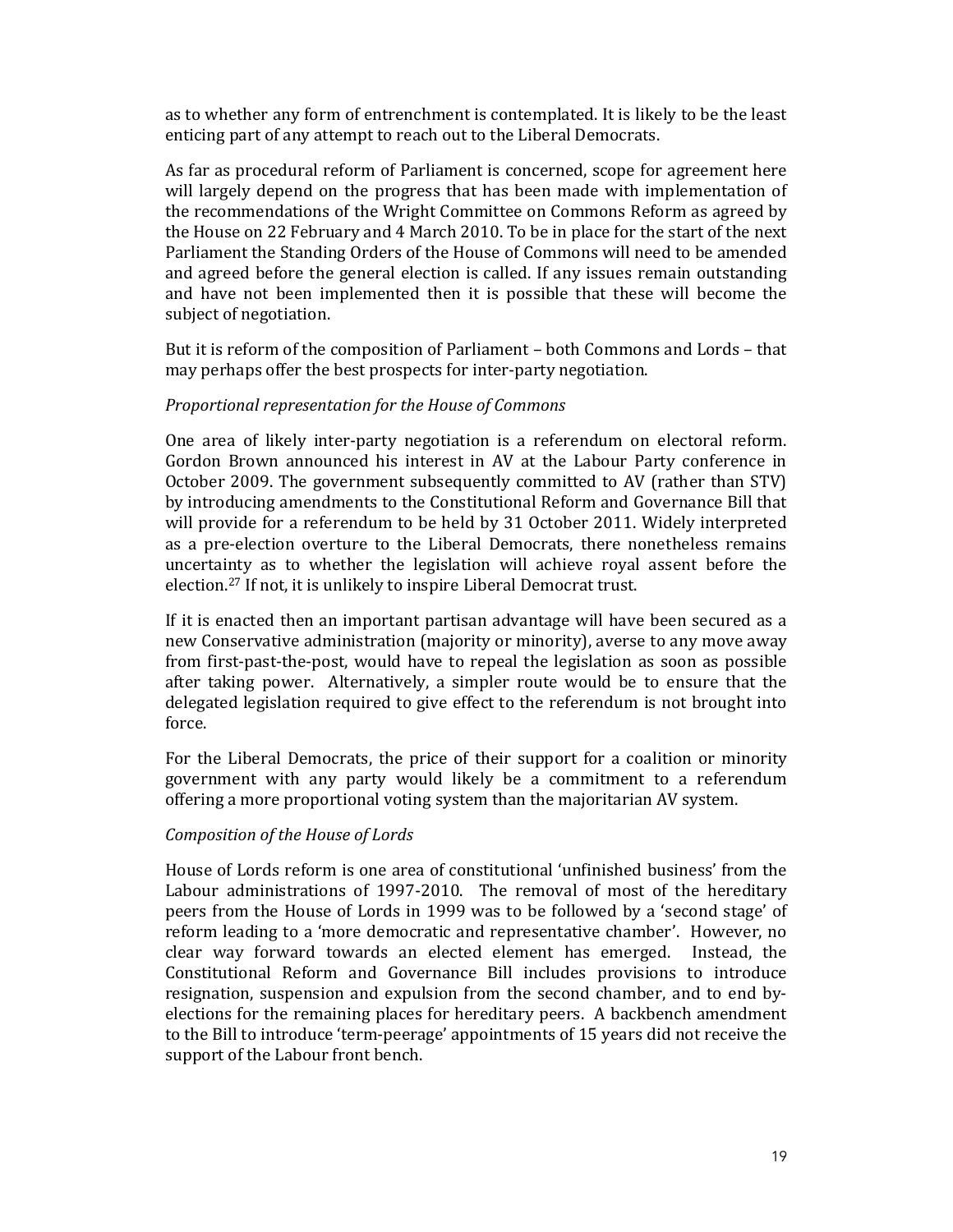as to whether any form of entrenchment is contemplated. It is likely to be the least enticing part of any attempt to reach out to the Liberal Democrats.

As far as procedural reform of Parliament is concerned, scope for agreement here will largely depend on the progress that has been made with implementation of the recommendations of the Wright Committee on Commons Reform as agreed by the House on 22 February and 4 March 2010. To be in place for the start of the next Parliament the Standing Orders of the House of Commons will need to be amended and agreed before the general election is called. If any issues remain outstanding and have not been implemented then it is possible that these will become the subject of negotiation.

But it is reform of the composition of Parliament – both Commons and Lords – that may perhaps offer the best prospects for inter-party negotiation.

*Proportional representation for the House of Commons*

One area of likely inter-party negotiation is a referendum on electoral reform. Gordon Brown announced his interest in AV at the Labour Party conference in October 2009. The government subsequently committed to AV (rather than STV) by introducing amendments to the Constitutional Reform and Governance Bill that will provide for a referendum to be held by 31 October 2011. Widely interpreted as a pre-election overture to the Liberal Democrats, there nonetheless remains uncertainty as to whether the legislation will achieve royal assent before the election.[27] If not, it is unlikely to inspire Liberal Democrat trust.

If it is enacted then an important partisan advantage will have been secured as a new Conservative administration (majority or minority), averse to any move away from first-past-the-post, would have to repeal the legislation as soon as possible after taking power. Alternatively, a simpler route would be to ensure that the delegated legislation required to give effect to the referendum is not brought into force.

For the Liberal Democrats, the price of their support for a coalition or minority government with any party would likely be a commitment to a referendum offering a more proportional voting system than the majoritarian AV system.

*Composition of the House of Lords*

House of Lords reform is one area of constitutional 'unfinished business' from the Labour administrations of 1997-2010. The removal of most of the hereditary peers from the House of Lords in 1999 was to be followed by a 'second stage' of reform leading to a 'more democratic and representative chamber'. However, no clear way forward towards an elected element has emerged. Instead, the Constitutional Reform and Governance Bill includes provisions to introduce resignation, suspension and expulsion from the second chamber, and to end by-elections for the remaining places for hereditary peers. A backbench amendment to the Bill to introduce 'term-peerage' appointments of 15 years did not receive the support of the Labour front bench.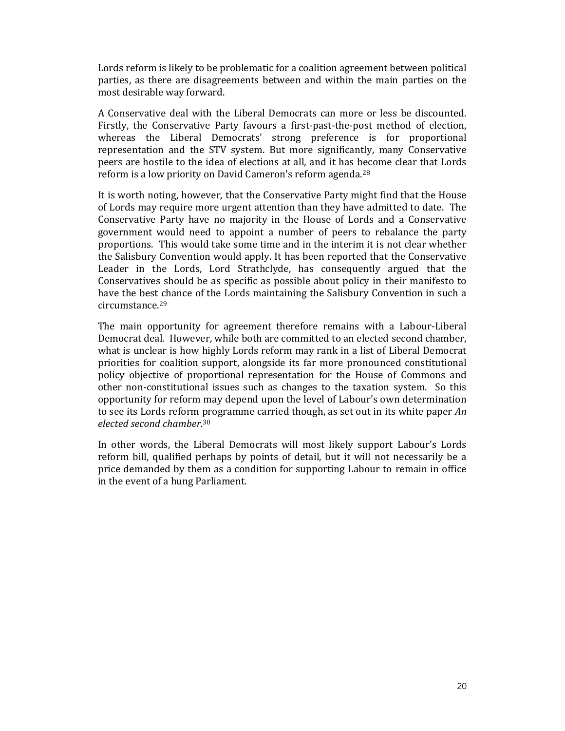Lords reform is likely to be problematic for a coalition agreement between political parties, as there are disagreements between and within the main parties on the most desirable way forward.

A Conservative deal with the Liberal Democrats can more or less be discounted. Firstly, the Conservative Party favours a first-past-the-post method of election, whereas the Liberal Democrats' strong preference is for proportional representation and the STV system. But more significantly, many Conservative peers are hostile to the idea of elections at all, and it has become clear that Lords reform is a low priority on David Cameron's reform agenda.[28]

It is worth noting, however, that the Conservative Party might find that the House of Lords may require more urgent attention than they have admitted to date. The Conservative Party have no majority in the House of Lords and a Conservative government would need to appoint a number of peers to rebalance the party proportions. This would take some time and in the interim it is not clear whether the Salisbury Convention would apply. It has been reported that the Conservative Leader in the Lords, Lord Strathclyde, has consequently argued that the Conservatives should be as specific as possible about policy in their manifesto to have the best chance of the Lords maintaining the Salisbury Convention in such a circumstance.[29]

The main opportunity for agreement therefore remains with a Labour-Liberal Democrat deal. However, while both are committed to an elected second chamber, what is unclear is how highly Lords reform may rank in a list of Liberal Democrat priorities for coalition support, alongside its far more pronounced constitutional policy objective of proportional representation for the House of Commons and other non-constitutional issues such as changes to the taxation system. So this opportunity for reform may depend upon the level of Labour's own determination to see its Lords reform programme carried though, as set out in its white paper *An elected second chamber*.[30]

In other words, the Liberal Democrats will most likely support Labour's Lords reform bill, qualified perhaps by points of detail, but it will not necessarily be a price demanded by them as a condition for supporting Labour to remain in office in the event of a hung Parliament.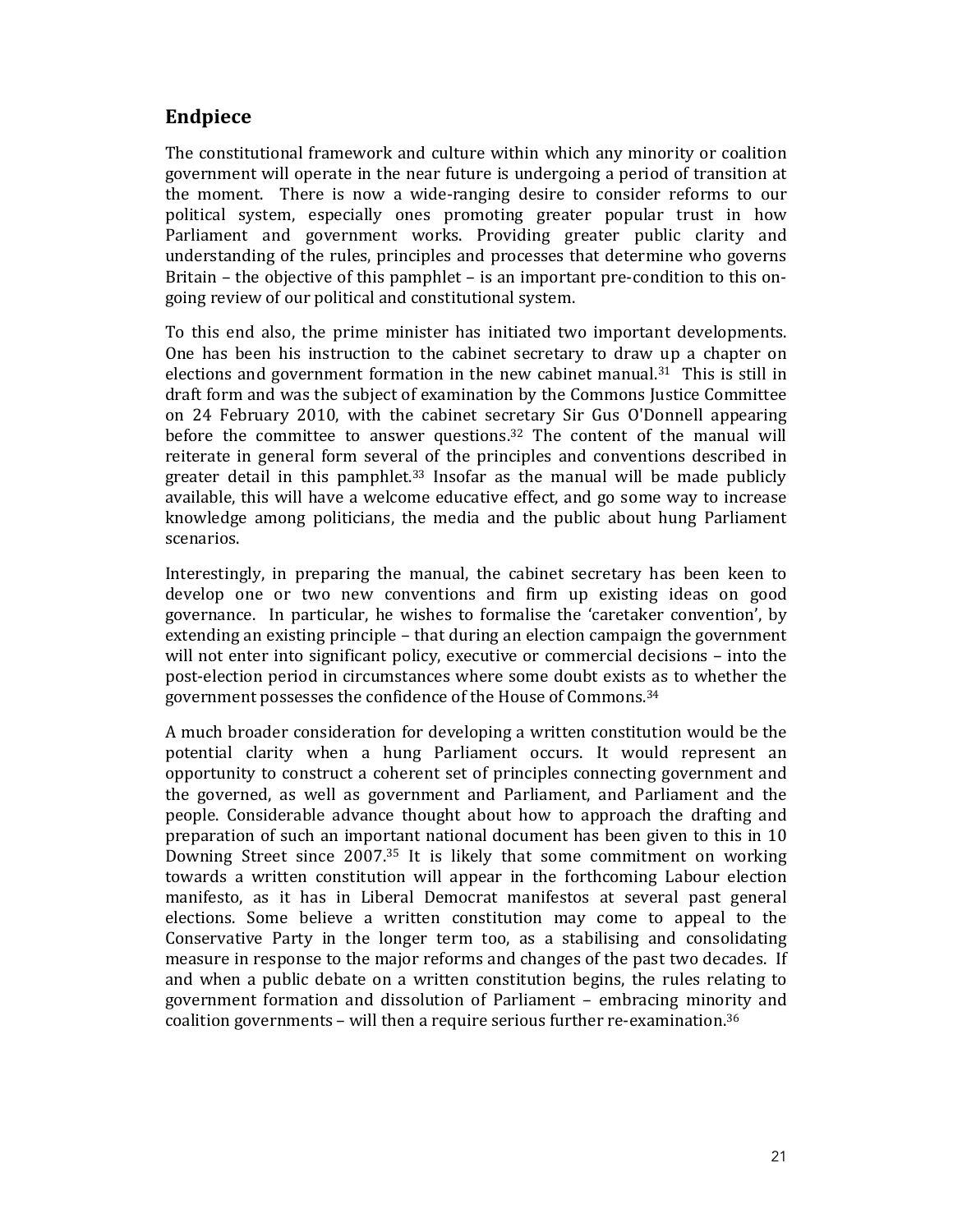## Endpiece

The constitutional framework and culture within which any minority or coalition government will operate in the near future is undergoing a period of transition at the moment. There is now a wide-ranging desire to consider reforms to our political system, especially ones promoting greater popular trust in how Parliament and government works. Providing greater public clarity and understanding of the rules, principles and processes that determine who governs Britain – the objective of this pamphlet – is an important pre-condition to this on-going review of our political and constitutional system.

To this end also, the prime minister has initiated two important developments. One has been his instruction to the cabinet secretary to draw up a chapter on elections and government formation in the new cabinet manual.[31] This is still in draft form and was the subject of examination by the Commons Justice Committee on 24 February 2010, with the cabinet secretary Sir Gus O'Donnell appearing before the committee to answer questions.[32] The content of the manual will reiterate in general form several of the principles and conventions described in greater detail in this pamphlet.[33] Insofar as the manual will be made publicly available, this will have a welcome educative effect, and go some way to increase knowledge among politicians, the media and the public about hung Parliament scenarios.

Interestingly, in preparing the manual, the cabinet secretary has been keen to develop one or two new conventions and firm up existing ideas on good governance. In particular, he wishes to formalise the 'caretaker convention', by extending an existing principle – that during an election campaign the government will not enter into significant policy, executive or commercial decisions – into the post-election period in circumstances where some doubt exists as to whether the government possesses the confidence of the House of Commons.[34]

A much broader consideration for developing a written constitution would be the potential clarity when a hung Parliament occurs. It would represent an opportunity to construct a coherent set of principles connecting government and the governed, as well as government and Parliament, and Parliament and the people. Considerable advance thought about how to approach the drafting and preparation of such an important national document has been given to this in 10 Downing Street since 2007.[35] It is likely that some commitment on working towards a written constitution will appear in the forthcoming Labour election manifesto, as it has in Liberal Democrat manifestos at several past general elections. Some believe a written constitution may come to appeal to the Conservative Party in the longer term too, as a stabilising and consolidating measure in response to the major reforms and changes of the past two decades. If and when a public debate on a written constitution begins, the rules relating to government formation and dissolution of Parliament – embracing minority and coalition governments – will then a require serious further re-examination.[36]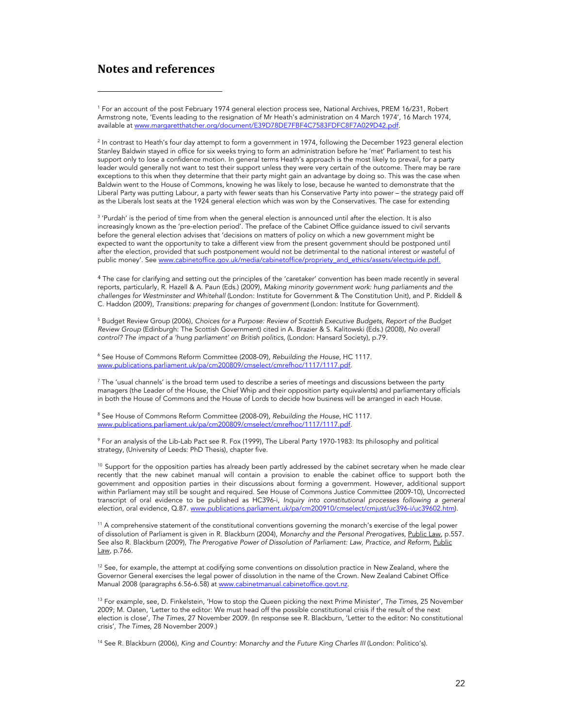## Notes and references

---

[1] For an account of the post February 1974 general election process see, National Archives, PREM 16/231, Robert Armstrong note, 'Events leading to the resignation of Mr Heath's administration on 4 March 1974', 16 March 1974, available at www.margaretthatcher.org/document/E39D78DE7FBF4C7583FDFC8F7A029D42.pdf.

[2] In contrast to Heath's four day attempt to form a government in 1974, following the December 1923 general election Stanley Baldwin stayed in office for six weeks trying to form an administration before he 'met' Parliament to test his support only to lose a confidence motion. In general terms Heath's approach is the most likely to prevail, for a party leader would generally not want to test their support unless they were very certain of the outcome. There may be rare exceptions to this when they determine that their party might gain an advantage by doing so. This was the case when Baldwin went to the House of Commons, knowing he was likely to lose, because he wanted to demonstrate that the Liberal Party was putting Labour, a party with fewer seats than his Conservative Party into power – the strategy paid off as the Liberals lost seats at the 1924 general election which was won by the Conservatives. The case for extending

[3] 'Purdah' is the period of time from when the general election is announced until after the election. It is also increasingly known as the 'pre-election period'. The preface of the Cabinet Office guidance issued to civil servants before the general election advises that 'decisions on matters of policy on which a new government might be expected to want the opportunity to take a different view from the present government should be postponed until after the election, provided that such postponement would not be detrimental to the national interest or wasteful of public money'. See www.cabinetoffice.gov.uk/media/cabinetoffice/propriety_and_ethics/assets/electguide.pdf.

[4] The case for clarifying and setting out the principles of the 'caretaker' convention has been made recently in several reports, particularly, R. Hazell & A. Paun (Eds.) (2009), *Making minority government work: hung parliaments and the challenges for Westminster and Whitehall* (London: Institute for Government & The Constitution Unit), and P. Riddell & C. Haddon (2009), *Transitions: preparing for changes of government* (London: Institute for Government).

[5] Budget Review Group (2006), *Choices for a Purpose: Review of Scottish Executive Budgets, Report of the Budget Review Group* (Edinburgh: The Scottish Government) cited in A. Brazier & S. Kalitowski (Eds.) (2008), *No overall control? The impact of a 'hung parliament' on British politics*, (London: Hansard Society), p.79.

[6] See House of Commons Reform Committee (2008-09), *Rebuilding the House*, HC 1117. www.publications.parliament.uk/pa/cm200809/cmselect/cmrefhoc/1117/1117.pdf.

[7] The 'usual channels' is the broad term used to describe a series of meetings and discussions between the party managers (the Leader of the House, the Chief Whip and their opposition party equivalents) and parliamentary officials in both the House of Commons and the House of Lords to decide how business will be arranged in each House.

[8] See House of Commons Reform Committee (2008-09), *Rebuilding the House*, HC 1117. www.publications.parliament.uk/pa/cm200809/cmselect/cmrefhoc/1117/1117.pdf.

[9] For an analysis of the Lib-Lab Pact see R. Fox (1999), The Liberal Party 1970-1983: Its philosophy and political strategy, (University of Leeds: PhD Thesis), chapter five.

[10] Support for the opposition parties has already been partly addressed by the cabinet secretary when he made clear recently that the new cabinet manual will contain a provision to enable the cabinet office to support both the government and opposition parties in their discussions about forming a government. However, additional support within Parliament may still be sought and required. See House of Commons Justice Committee (2009-10), Uncorrected transcript of oral evidence to be published as HC396-i, *Inquiry into constitutional processes following a general election*, oral evidence, Q.87. www.publications.parliament.uk/pa/cm200910/cmselect/cmjust/uc396-i/uc39602.htm).

[11] A comprehensive statement of the constitutional conventions governing the monarch's exercise of the legal power of dissolution of Parliament is given in R. Blackburn (2004), *Monarchy and the Personal Prerogatives*, Public Law, p.557. See also R. Blackburn (2009), *The Prerogative Power of Dissolution of Parliament: Law, Practice, and Reform*, Public Law, p.766.

[12] See, for example, the attempt at codifying some conventions on dissolution practice in New Zealand, where the Governor General exercises the legal power of dissolution in the name of the Crown. New Zealand Cabinet Office Manual 2008 (paragraphs 6.56-6.58) at www.cabinetmanual.cabinetoffice.govt.nz.

[13] For example, see, D. Finkelstein, 'How to stop the Queen picking the next Prime Minister', *The Times*, 25 November 2009; M. Oaten, 'Letter to the editor: We must head off the possible constitutional crisis if the result of the next election is close', *The Times*, 27 November 2009. (In response see R. Blackburn, 'Letter to the editor: No constitutional crisis', *The Times*, 28 November 2009.)

[14] See R. Blackburn (2006), *King and Country: Monarchy and the Future King Charles III* (London: Politico's).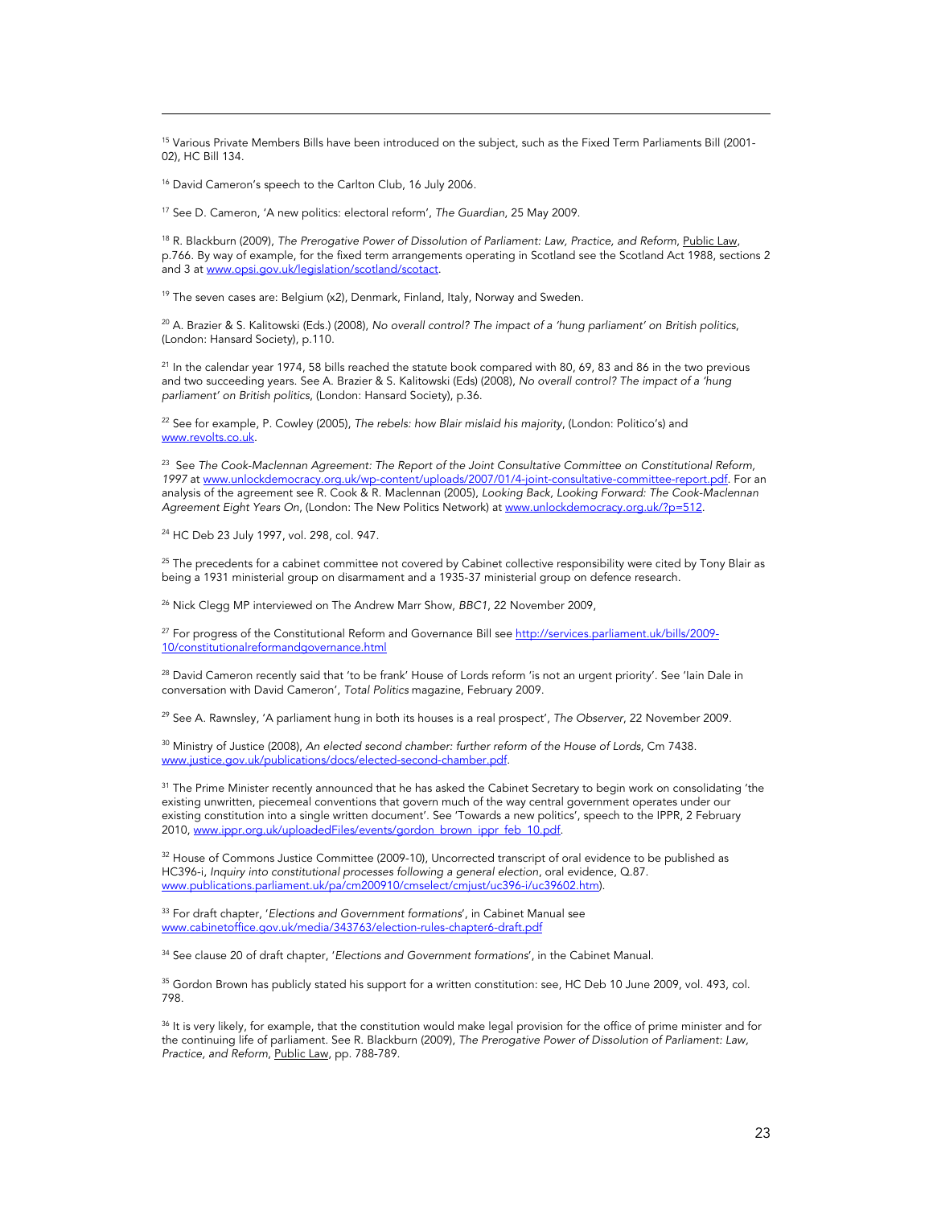[15] Various Private Members Bills have been introduced on the subject, such as the Fixed Term Parliaments Bill (2001-02), HC Bill 134.

[16] David Cameron's speech to the Carlton Club, 16 July 2006.

[17] See D. Cameron, 'A new politics: electoral reform', *The Guardian*, 25 May 2009.

[18] R. Blackburn (2009), *The Prerogative Power of Dissolution of Parliament: Law, Practice, and Reform*, Public Law, p.766. By way of example, for the fixed term arrangements operating in Scotland see the Scotland Act 1988, sections 2 and 3 at www.opsi.gov.uk/legislation/scotland/scotact.

[19] The seven cases are: Belgium (x2), Denmark, Finland, Italy, Norway and Sweden.

[20] A. Brazier & S. Kalitowski (Eds.) (2008), *No overall control? The impact of a 'hung parliament' on British politics*, (London: Hansard Society), p.110.

[21] In the calendar year 1974, 58 bills reached the statute book compared with 80, 69, 83 and 86 in the two previous and two succeeding years. See A. Brazier & S. Kalitowski (Eds) (2008), *No overall control? The impact of a 'hung parliament' on British politics*, (London: Hansard Society), p.36.

[22] See for example, P. Cowley (2005), *The rebels: how Blair mislaid his majority*, (London: Politico's) and www.revolts.co.uk.

[23] See *The Cook-Maclennan Agreement: The Report of the Joint Consultative Committee on Constitutional Reform, 1997* at www.unlockdemocracy.org.uk/wp-content/uploads/2007/01/4-joint-consultative-committee-report.pdf. For an analysis of the agreement see R. Cook & R. Maclennan (2005), *Looking Back, Looking Forward: The Cook-Maclennan Agreement Eight Years On*, (London: The New Politics Network) at www.unlockdemocracy.org.uk/?p=512.

[24] HC Deb 23 July 1997, vol. 298, col. 947.

[25] The precedents for a cabinet committee not covered by Cabinet collective responsibility were cited by Tony Blair as being a 1931 ministerial group on disarmament and a 1935-37 ministerial group on defence research.

[26] Nick Clegg MP interviewed on The Andrew Marr Show, *BBC1*, 22 November 2009,

[27] For progress of the Constitutional Reform and Governance Bill see http://services.parliament.uk/bills/2009-10/constitutionalreformandgovernance.html

[28] David Cameron recently said that 'to be frank' House of Lords reform 'is not an urgent priority'. See 'Iain Dale in conversation with David Cameron', *Total Politics* magazine, February 2009.

[29] See A. Rawnsley, 'A parliament hung in both its houses is a real prospect', *The Observer*, 22 November 2009.

[30] Ministry of Justice (2008), *An elected second chamber: further reform of the House of Lords*, Cm 7438. www.justice.gov.uk/publications/docs/elected-second-chamber.pdf.

[31] The Prime Minister recently announced that he has asked the Cabinet Secretary to begin work on consolidating 'the existing unwritten, piecemeal conventions that govern much of the way central government operates under our existing constitution into a single written document'. See 'Towards a new politics', speech to the IPPR, 2 February 2010, www.ippr.org.uk/uploadedFiles/events/gordon_brown_ippr_feb_10.pdf.

[32] House of Commons Justice Committee (2009-10), Uncorrected transcript of oral evidence to be published as HC396-i, *Inquiry into constitutional processes following a general election*, oral evidence, Q.87. www.publications.parliament.uk/pa/cm200910/cmselect/cmjust/uc396-i/uc39602.htm).

[33] For draft chapter, '*Elections and Government formations*', in Cabinet Manual see www.cabinetoffice.gov.uk/media/343763/election-rules-chapter6-draft.pdf

[34] See clause 20 of draft chapter, '*Elections and Government formations*', in the Cabinet Manual.

[35] Gordon Brown has publicly stated his support for a written constitution: see, HC Deb 10 June 2009, vol. 493, col. 798.

[36] It is very likely, for example, that the constitution would make legal provision for the office of prime minister and for the continuing life of parliament. See R. Blackburn (2009), *The Prerogative Power of Dissolution of Parliament: Law, Practice, and Reform*, Public Law, pp. 788-789.